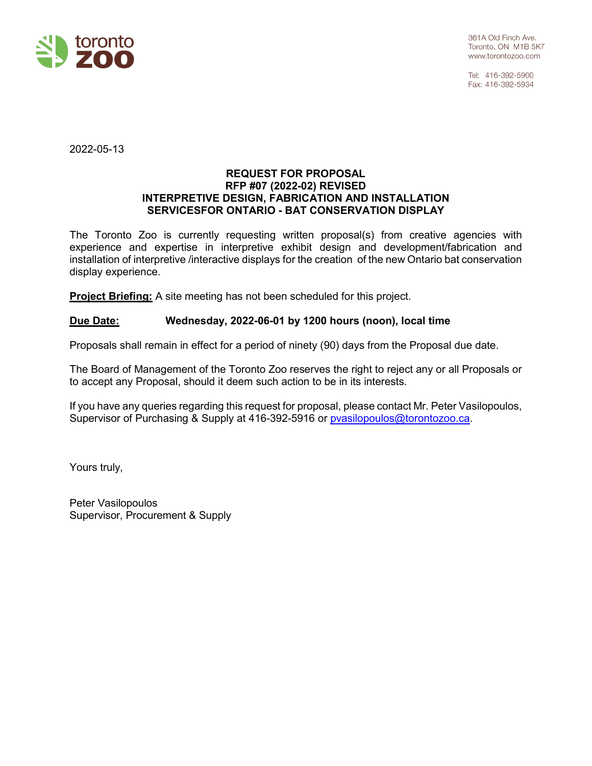toronto zoo

361A Old Finch Ave.
Toronto, ON M1B 5K7
www.torontozoo.com

Tel: 416-392-5900
Fax: 416-392-5934

2022-05-13

**REQUEST FOR PROPOSAL**
**RFP #07 (2022-02) REVISED**
**INTERPRETIVE DESIGN, FABRICATION AND INSTALLATION SERVICESFOR ONTARIO - BAT CONSERVATION DISPLAY**

The Toronto Zoo is currently requesting written proposal(s) from creative agencies with experience and expertise in interpretive exhibit design and development/fabrication and installation of interpretive /interactive displays for the creation of the new Ontario bat conservation display experience.

**Project Briefing:** A site meeting has not been scheduled for this project.

**Due Date:** **Wednesday, 2022-06-01 by 1200 hours (noon), local time**

Proposals shall remain in effect for a period of ninety (90) days from the Proposal due date.

The Board of Management of the Toronto Zoo reserves the right to reject any or all Proposals or to accept any Proposal, should it deem such action to be in its interests.

If you have any queries regarding this request for proposal, please contact Mr. Peter Vasilopoulos, Supervisor of Purchasing & Supply at 416-392-5916 or pvasilopoulos@torontozoo.ca.

Yours truly,

Peter Vasilopoulos
Supervisor, Procurement & Supply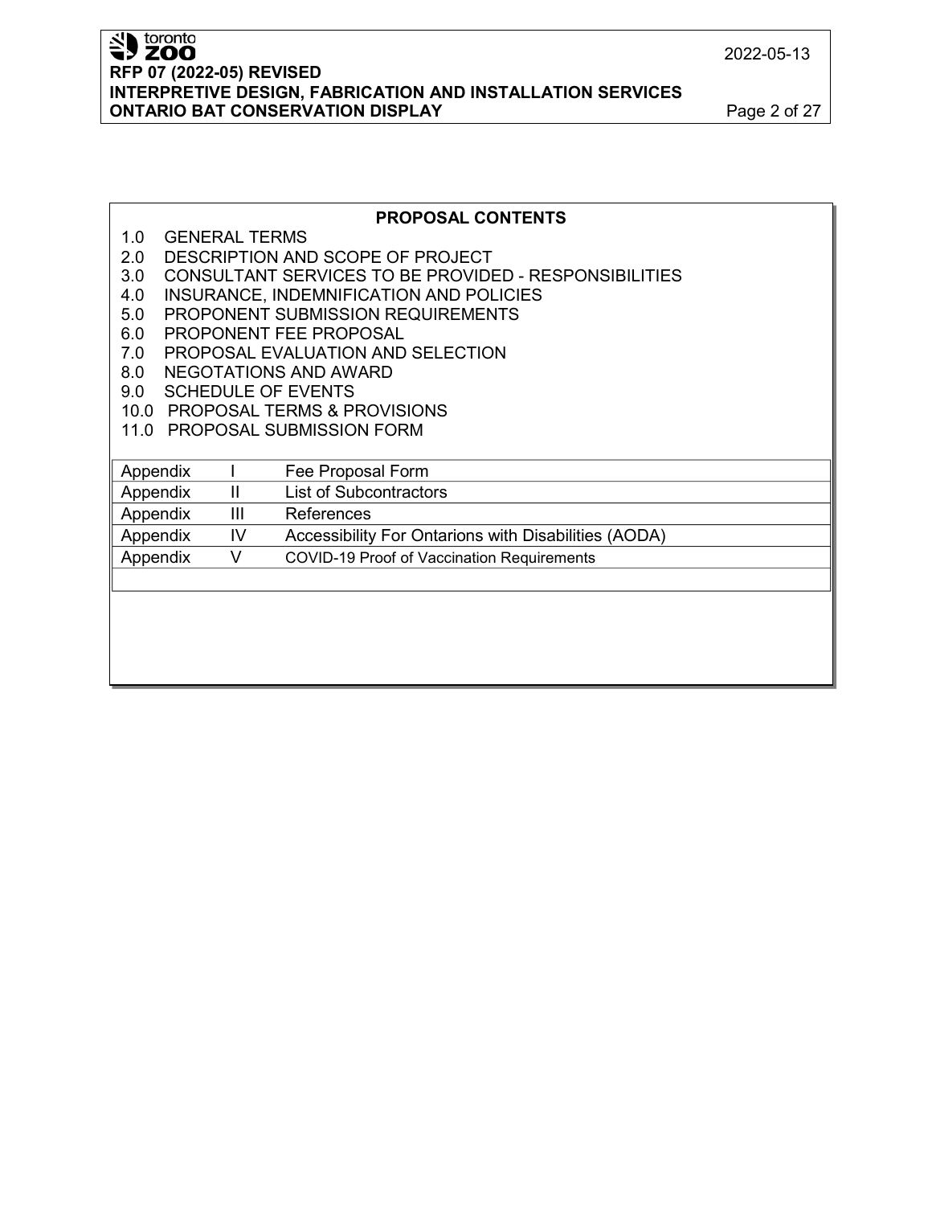## PROPOSAL CONTENTS

1.0 GENERAL TERMS
2.0 DESCRIPTION AND SCOPE OF PROJECT
3.0 CONSULTANT SERVICES TO BE PROVIDED - RESPONSIBILITIES
4.0 INSURANCE, INDEMNIFICATION AND POLICIES
5.0 PROPONENT SUBMISSION REQUIREMENTS
6.0 PROPONENT FEE PROPOSAL
7.0 PROPOSAL EVALUATION AND SELECTION
8.0 NEGOTATIONS AND AWARD
9.0 SCHEDULE OF EVENTS
10.0 PROPOSAL TERMS & PROVISIONS
11.0 PROPOSAL SUBMISSION FORM

| | | |
|---|---|---|
| Appendix | I | Fee Proposal Form |
| Appendix | II | List of Subcontractors |
| Appendix | III | References |
| Appendix | IV | Accessibility For Ontarions with Disabilities (AODA) |
| Appendix | V | COVID-19 Proof of Vaccination Requirements |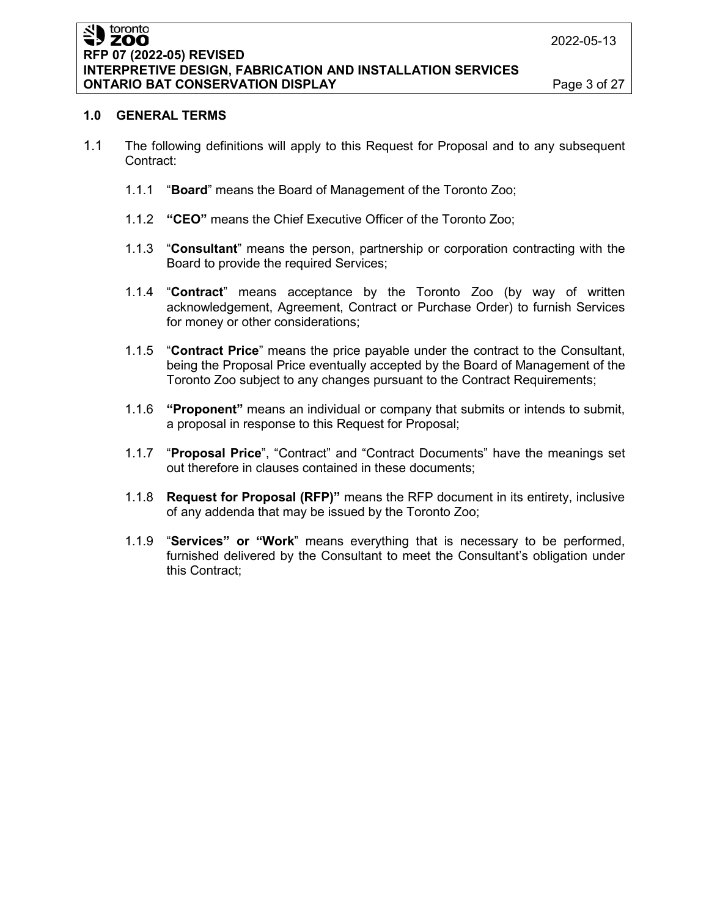## 1.0 GENERAL TERMS

1.1 The following definitions will apply to this Request for Proposal and to any subsequent Contract:

1.1.1 "**Board**" means the Board of Management of the Toronto Zoo;

1.1.2 **"CEO"** means the Chief Executive Officer of the Toronto Zoo;

1.1.3 "**Consultant**" means the person, partnership or corporation contracting with the Board to provide the required Services;

1.1.4 "**Contract**" means acceptance by the Toronto Zoo (by way of written acknowledgement, Agreement, Contract or Purchase Order) to furnish Services for money or other considerations;

1.1.5 "**Contract Price**" means the price payable under the contract to the Consultant, being the Proposal Price eventually accepted by the Board of Management of the Toronto Zoo subject to any changes pursuant to the Contract Requirements;

1.1.6 **"Proponent"** means an individual or company that submits or intends to submit, a proposal in response to this Request for Proposal;

1.1.7 "**Proposal Price**", "Contract" and "Contract Documents" have the meanings set out therefore in clauses contained in these documents;

1.1.8 **Request for Proposal (RFP)"** means the RFP document in its entirety, inclusive of any addenda that may be issued by the Toronto Zoo;

1.1.9 "**Services" or "Work**" means everything that is necessary to be performed, furnished delivered by the Consultant to meet the Consultant's obligation under this Contract;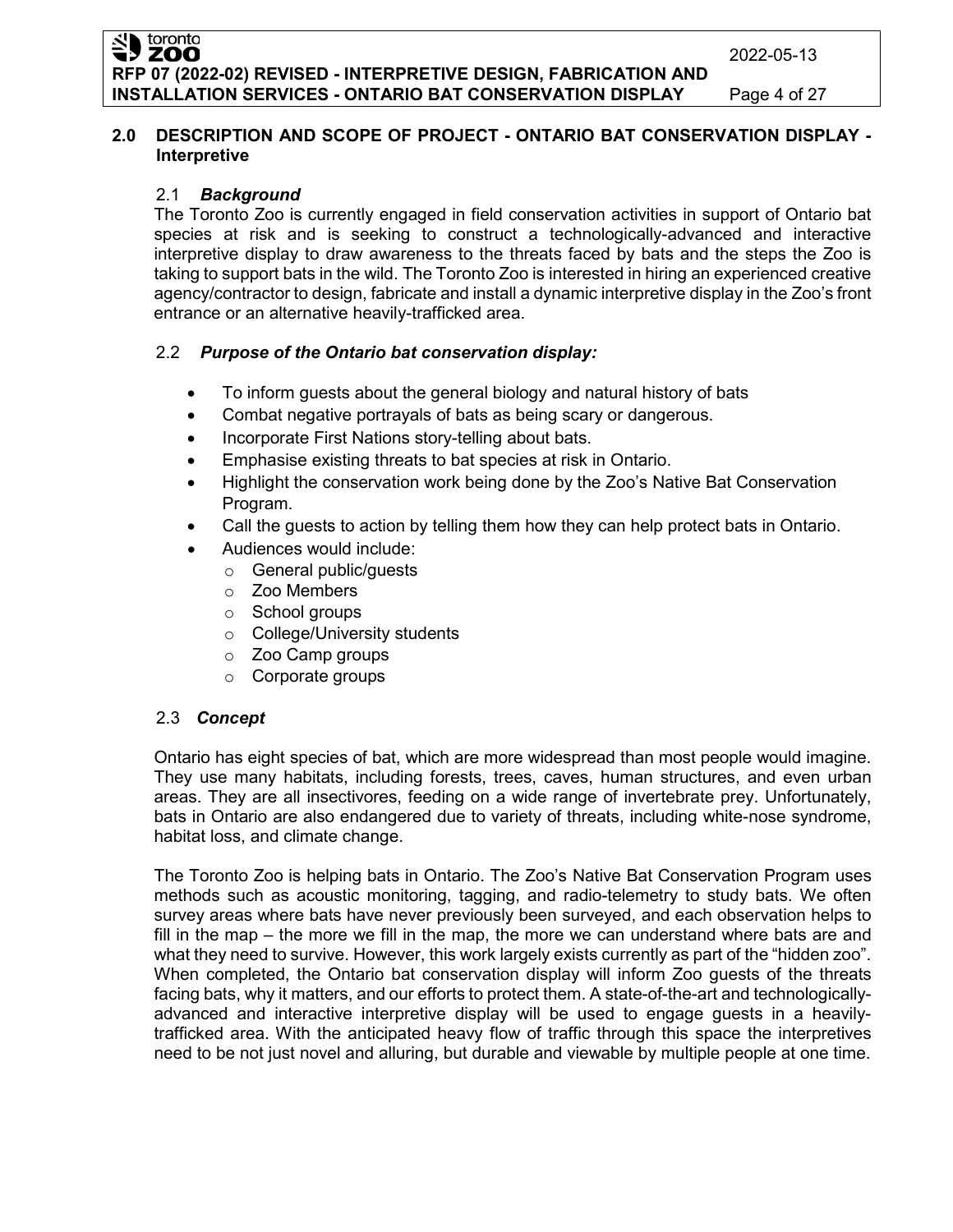## 2.0 DESCRIPTION AND SCOPE OF PROJECT - ONTARIO BAT CONSERVATION DISPLAY - Interpretive

### 2.1 *Background*

The Toronto Zoo is currently engaged in field conservation activities in support of Ontario bat species at risk and is seeking to construct a technologically-advanced and interactive interpretive display to draw awareness to the threats faced by bats and the steps the Zoo is taking to support bats in the wild. The Toronto Zoo is interested in hiring an experienced creative agency/contractor to design, fabricate and install a dynamic interpretive display in the Zoo's front entrance or an alternative heavily-trafficked area.

### 2.2 *Purpose of the Ontario bat conservation display:*

- To inform guests about the general biology and natural history of bats
- Combat negative portrayals of bats as being scary or dangerous.
- Incorporate First Nations story-telling about bats.
- Emphasise existing threats to bat species at risk in Ontario.
- Highlight the conservation work being done by the Zoo's Native Bat Conservation Program.
- Call the guests to action by telling them how they can help protect bats in Ontario.
- Audiences would include:
  - General public/guests
  - Zoo Members
  - School groups
  - College/University students
  - Zoo Camp groups
  - Corporate groups

### 2.3 *Concept*

Ontario has eight species of bat, which are more widespread than most people would imagine. They use many habitats, including forests, trees, caves, human structures, and even urban areas. They are all insectivores, feeding on a wide range of invertebrate prey. Unfortunately, bats in Ontario are also endangered due to variety of threats, including white-nose syndrome, habitat loss, and climate change.

The Toronto Zoo is helping bats in Ontario. The Zoo's Native Bat Conservation Program uses methods such as acoustic monitoring, tagging, and radio-telemetry to study bats. We often survey areas where bats have never previously been surveyed, and each observation helps to fill in the map – the more we fill in the map, the more we can understand where bats are and what they need to survive. However, this work largely exists currently as part of the "hidden zoo". When completed, the Ontario bat conservation display will inform Zoo guests of the threats facing bats, why it matters, and our efforts to protect them. A state-of-the-art and technologically-advanced and interactive interpretive display will be used to engage guests in a heavily-trafficked area. With the anticipated heavy flow of traffic through this space the interpretives need to be not just novel and alluring, but durable and viewable by multiple people at one time.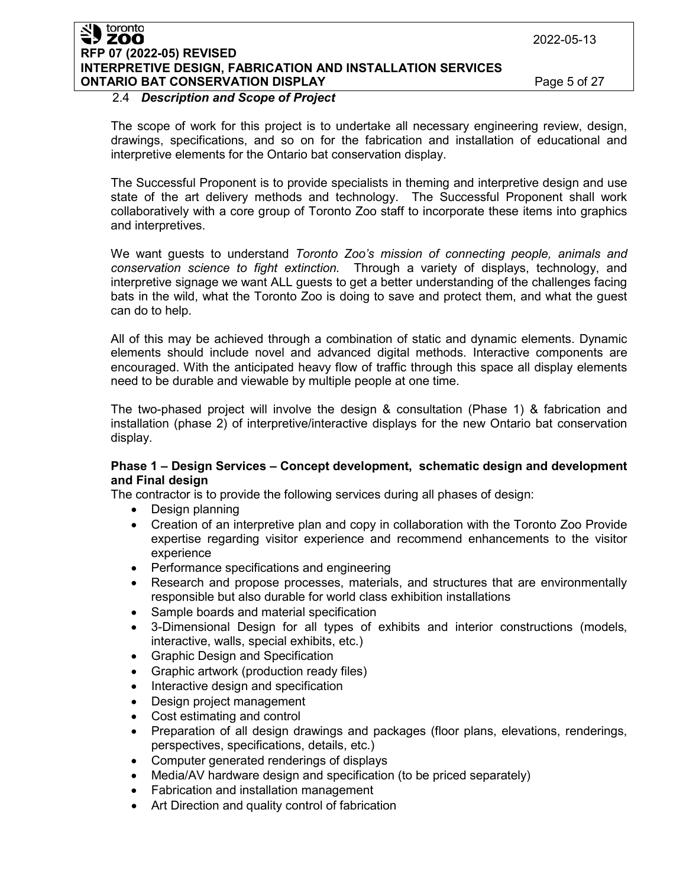### 2.4 *Description and Scope of Project*

The scope of work for this project is to undertake all necessary engineering review, design, drawings, specifications, and so on for the fabrication and installation of educational and interpretive elements for the Ontario bat conservation display.

The Successful Proponent is to provide specialists in theming and interpretive design and use state of the art delivery methods and technology. The Successful Proponent shall work collaboratively with a core group of Toronto Zoo staff to incorporate these items into graphics and interpretives.

We want guests to understand *Toronto Zoo's mission of connecting people, animals and conservation science to fight extinction.* Through a variety of displays, technology, and interpretive signage we want ALL guests to get a better understanding of the challenges facing bats in the wild, what the Toronto Zoo is doing to save and protect them, and what the guest can do to help.

All of this may be achieved through a combination of static and dynamic elements. Dynamic elements should include novel and advanced digital methods. Interactive components are encouraged. With the anticipated heavy flow of traffic through this space all display elements need to be durable and viewable by multiple people at one time.

The two-phased project will involve the design & consultation (Phase 1) & fabrication and installation (phase 2) of interpretive/interactive displays for the new Ontario bat conservation display.

**Phase 1 – Design Services – Concept development, schematic design and development and Final design**

The contractor is to provide the following services during all phases of design:

- Design planning
- Creation of an interpretive plan and copy in collaboration with the Toronto Zoo Provide expertise regarding visitor experience and recommend enhancements to the visitor experience
- Performance specifications and engineering
- Research and propose processes, materials, and structures that are environmentally responsible but also durable for world class exhibition installations
- Sample boards and material specification
- 3-Dimensional Design for all types of exhibits and interior constructions (models, interactive, walls, special exhibits, etc.)
- Graphic Design and Specification
- Graphic artwork (production ready files)
- Interactive design and specification
- Design project management
- Cost estimating and control
- Preparation of all design drawings and packages (floor plans, elevations, renderings, perspectives, specifications, details, etc.)
- Computer generated renderings of displays
- Media/AV hardware design and specification (to be priced separately)
- Fabrication and installation management
- Art Direction and quality control of fabrication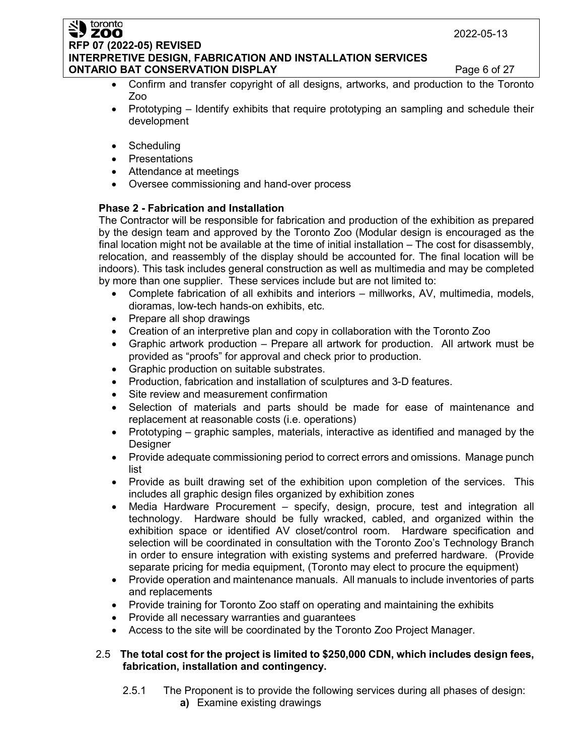- Confirm and transfer copyright of all designs, artworks, and production to the Toronto Zoo
- Prototyping – Identify exhibits that require prototyping an sampling and schedule their development
- Scheduling
- Presentations
- Attendance at meetings
- Oversee commissioning and hand-over process

**Phase 2 - Fabrication and Installation**

The Contractor will be responsible for fabrication and production of the exhibition as prepared by the design team and approved by the Toronto Zoo (Modular design is encouraged as the final location might not be available at the time of initial installation – The cost for disassembly, relocation, and reassembly of the display should be accounted for. The final location will be indoors). This task includes general construction as well as multimedia and may be completed by more than one supplier. These services include but are not limited to:

- Complete fabrication of all exhibits and interiors – millworks, AV, multimedia, models, dioramas, low-tech hands-on exhibits, etc.
- Prepare all shop drawings
- Creation of an interpretive plan and copy in collaboration with the Toronto Zoo
- Graphic artwork production – Prepare all artwork for production. All artwork must be provided as "proofs" for approval and check prior to production.
- Graphic production on suitable substrates.
- Production, fabrication and installation of sculptures and 3-D features.
- Site review and measurement confirmation
- Selection of materials and parts should be made for ease of maintenance and replacement at reasonable costs (i.e. operations)
- Prototyping – graphic samples, materials, interactive as identified and managed by the Designer
- Provide adequate commissioning period to correct errors and omissions. Manage punch list
- Provide as built drawing set of the exhibition upon completion of the services. This includes all graphic design files organized by exhibition zones
- Media Hardware Procurement – specify, design, procure, test and integration all technology. Hardware should be fully wracked, cabled, and organized within the exhibition space or identified AV closet/control room. Hardware specification and selection will be coordinated in consultation with the Toronto Zoo's Technology Branch in order to ensure integration with existing systems and preferred hardware. (Provide separate pricing for media equipment, (Toronto may elect to procure the equipment)
- Provide operation and maintenance manuals. All manuals to include inventories of parts and replacements
- Provide training for Toronto Zoo staff on operating and maintaining the exhibits
- Provide all necessary warranties and guarantees
- Access to the site will be coordinated by the Toronto Zoo Project Manager.

2.5 **The total cost for the project is limited to $250,000 CDN, which includes design fees, fabrication, installation and contingency.**

2.5.1 The Proponent is to provide the following services during all phases of design:

**a)** Examine existing drawings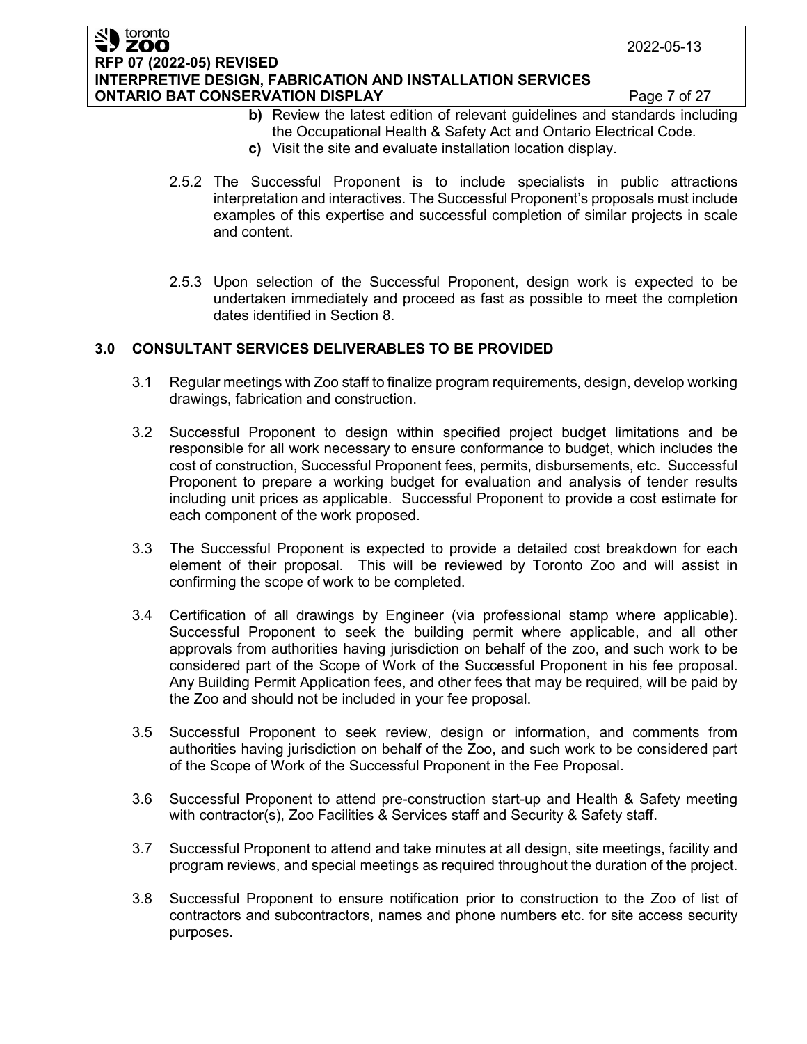**b)** Review the latest edition of relevant guidelines and standards including the Occupational Health & Safety Act and Ontario Electrical Code.

**c)** Visit the site and evaluate installation location display.

2.5.2 The Successful Proponent is to include specialists in public attractions interpretation and interactives. The Successful Proponent's proposals must include examples of this expertise and successful completion of similar projects in scale and content.

2.5.3 Upon selection of the Successful Proponent, design work is expected to be undertaken immediately and proceed as fast as possible to meet the completion dates identified in Section 8.

## 3.0 CONSULTANT SERVICES DELIVERABLES TO BE PROVIDED

3.1 Regular meetings with Zoo staff to finalize program requirements, design, develop working drawings, fabrication and construction.

3.2 Successful Proponent to design within specified project budget limitations and be responsible for all work necessary to ensure conformance to budget, which includes the cost of construction, Successful Proponent fees, permits, disbursements, etc. Successful Proponent to prepare a working budget for evaluation and analysis of tender results including unit prices as applicable. Successful Proponent to provide a cost estimate for each component of the work proposed.

3.3 The Successful Proponent is expected to provide a detailed cost breakdown for each element of their proposal. This will be reviewed by Toronto Zoo and will assist in confirming the scope of work to be completed.

3.4 Certification of all drawings by Engineer (via professional stamp where applicable). Successful Proponent to seek the building permit where applicable, and all other approvals from authorities having jurisdiction on behalf of the zoo, and such work to be considered part of the Scope of Work of the Successful Proponent in his fee proposal. Any Building Permit Application fees, and other fees that may be required, will be paid by the Zoo and should not be included in your fee proposal.

3.5 Successful Proponent to seek review, design or information, and comments from authorities having jurisdiction on behalf of the Zoo, and such work to be considered part of the Scope of Work of the Successful Proponent in the Fee Proposal.

3.6 Successful Proponent to attend pre-construction start-up and Health & Safety meeting with contractor(s), Zoo Facilities & Services staff and Security & Safety staff.

3.7 Successful Proponent to attend and take minutes at all design, site meetings, facility and program reviews, and special meetings as required throughout the duration of the project.

3.8 Successful Proponent to ensure notification prior to construction to the Zoo of list of contractors and subcontractors, names and phone numbers etc. for site access security purposes.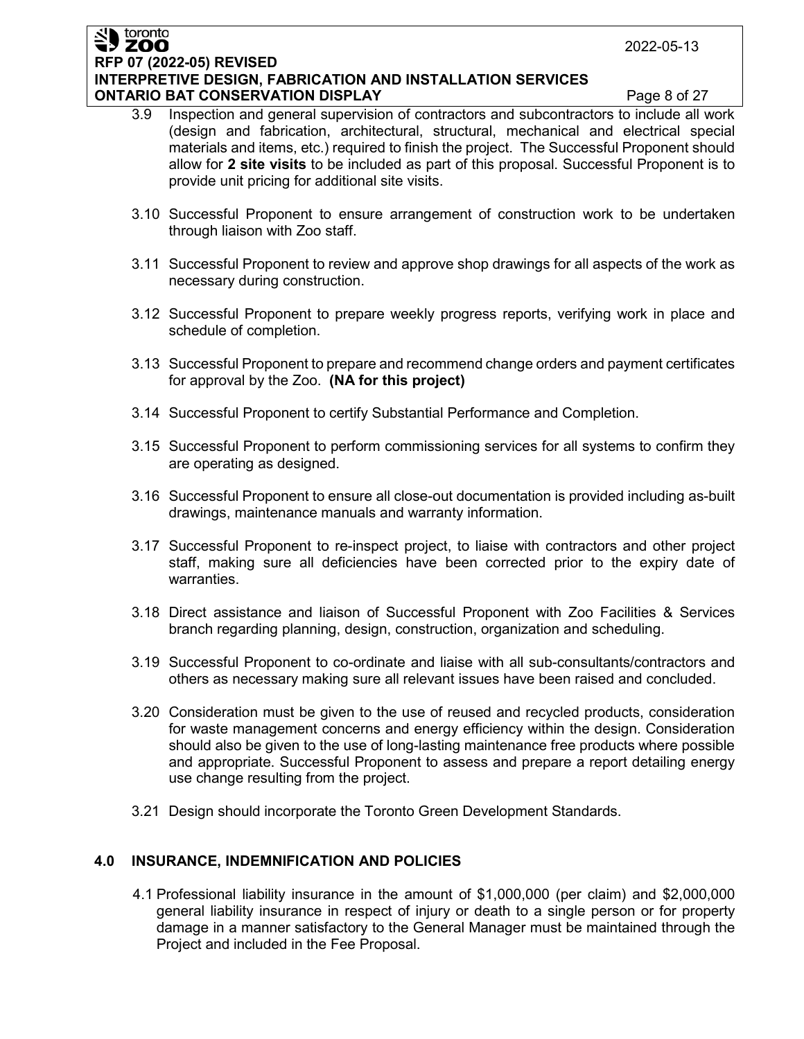3.9 Inspection and general supervision of contractors and subcontractors to include all work (design and fabrication, architectural, structural, mechanical and electrical special materials and items, etc.) required to finish the project. The Successful Proponent should allow for **2 site visits** to be included as part of this proposal. Successful Proponent is to provide unit pricing for additional site visits.

3.10 Successful Proponent to ensure arrangement of construction work to be undertaken through liaison with Zoo staff.

3.11 Successful Proponent to review and approve shop drawings for all aspects of the work as necessary during construction.

3.12 Successful Proponent to prepare weekly progress reports, verifying work in place and schedule of completion.

3.13 Successful Proponent to prepare and recommend change orders and payment certificates for approval by the Zoo. **(NA for this project)**

3.14 Successful Proponent to certify Substantial Performance and Completion.

3.15 Successful Proponent to perform commissioning services for all systems to confirm they are operating as designed.

3.16 Successful Proponent to ensure all close-out documentation is provided including as-built drawings, maintenance manuals and warranty information.

3.17 Successful Proponent to re-inspect project, to liaise with contractors and other project staff, making sure all deficiencies have been corrected prior to the expiry date of warranties.

3.18 Direct assistance and liaison of Successful Proponent with Zoo Facilities & Services branch regarding planning, design, construction, organization and scheduling.

3.19 Successful Proponent to co-ordinate and liaise with all sub-consultants/contractors and others as necessary making sure all relevant issues have been raised and concluded.

3.20 Consideration must be given to the use of reused and recycled products, consideration for waste management concerns and energy efficiency within the design. Consideration should also be given to the use of long-lasting maintenance free products where possible and appropriate. Successful Proponent to assess and prepare a report detailing energy use change resulting from the project.

3.21 Design should incorporate the Toronto Green Development Standards.

## 4.0 INSURANCE, INDEMNIFICATION AND POLICIES

4.1 Professional liability insurance in the amount of $1,000,000 (per claim) and $2,000,000 general liability insurance in respect of injury or death to a single person or for property damage in a manner satisfactory to the General Manager must be maintained through the Project and included in the Fee Proposal.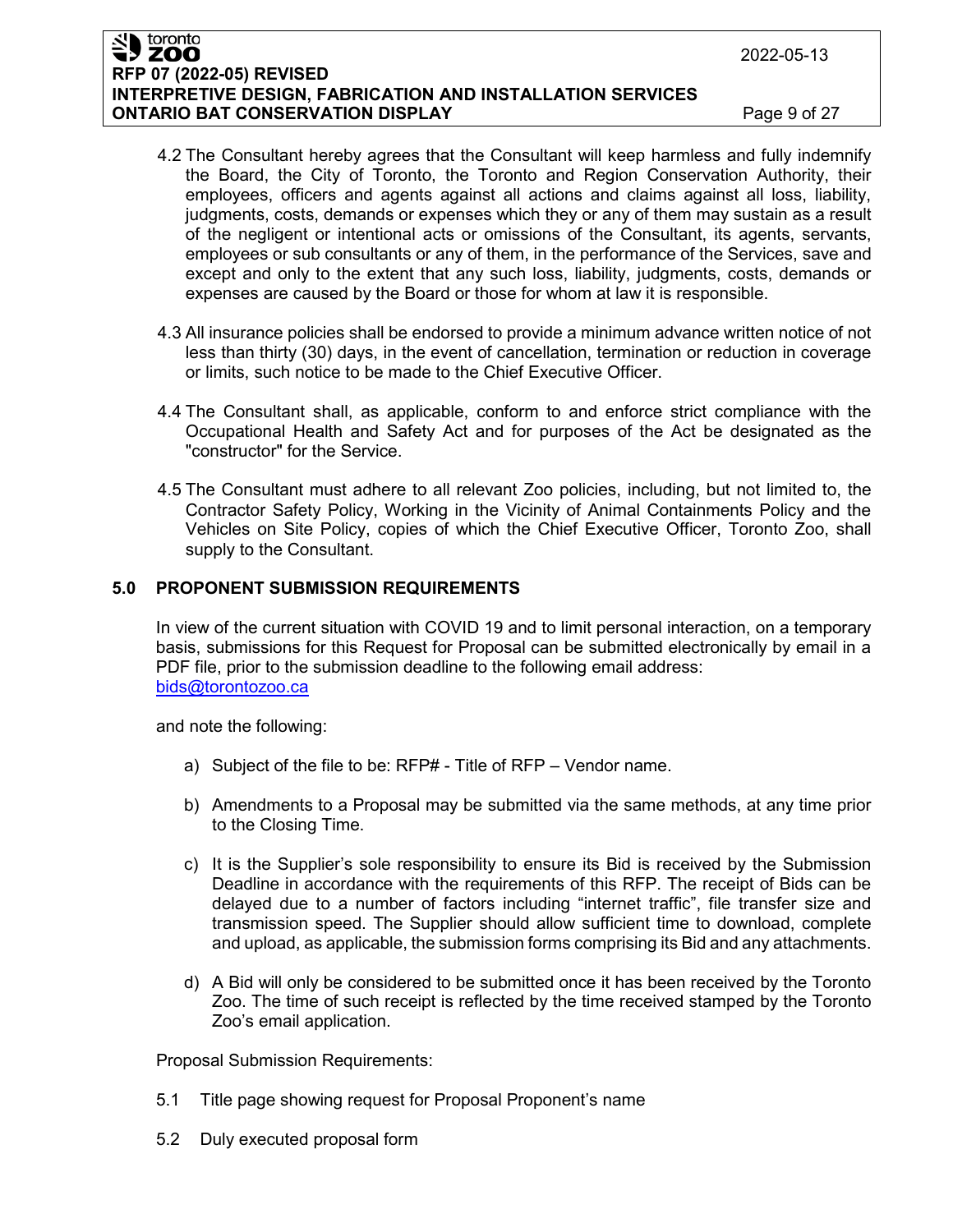4.2 The Consultant hereby agrees that the Consultant will keep harmless and fully indemnify the Board, the City of Toronto, the Toronto and Region Conservation Authority, their employees, officers and agents against all actions and claims against all loss, liability, judgments, costs, demands or expenses which they or any of them may sustain as a result of the negligent or intentional acts or omissions of the Consultant, its agents, servants, employees or sub consultants or any of them, in the performance of the Services, save and except and only to the extent that any such loss, liability, judgments, costs, demands or expenses are caused by the Board or those for whom at law it is responsible.

4.3 All insurance policies shall be endorsed to provide a minimum advance written notice of not less than thirty (30) days, in the event of cancellation, termination or reduction in coverage or limits, such notice to be made to the Chief Executive Officer.

4.4 The Consultant shall, as applicable, conform to and enforce strict compliance with the Occupational Health and Safety Act and for purposes of the Act be designated as the "constructor" for the Service.

4.5 The Consultant must adhere to all relevant Zoo policies, including, but not limited to, the Contractor Safety Policy, Working in the Vicinity of Animal Containments Policy and the Vehicles on Site Policy, copies of which the Chief Executive Officer, Toronto Zoo, shall supply to the Consultant.

## 5.0 PROPONENT SUBMISSION REQUIREMENTS

In view of the current situation with COVID 19 and to limit personal interaction, on a temporary basis, submissions for this Request for Proposal can be submitted electronically by email in a PDF file, prior to the submission deadline to the following email address: bids@torontozoo.ca

and note the following:

a) Subject of the file to be: RFP# - Title of RFP – Vendor name.

b) Amendments to a Proposal may be submitted via the same methods, at any time prior to the Closing Time.

c) It is the Supplier's sole responsibility to ensure its Bid is received by the Submission Deadline in accordance with the requirements of this RFP. The receipt of Bids can be delayed due to a number of factors including "internet traffic", file transfer size and transmission speed. The Supplier should allow sufficient time to download, complete and upload, as applicable, the submission forms comprising its Bid and any attachments.

d) A Bid will only be considered to be submitted once it has been received by the Toronto Zoo. The time of such receipt is reflected by the time received stamped by the Toronto Zoo's email application.

Proposal Submission Requirements:

5.1 Title page showing request for Proposal Proponent's name

5.2 Duly executed proposal form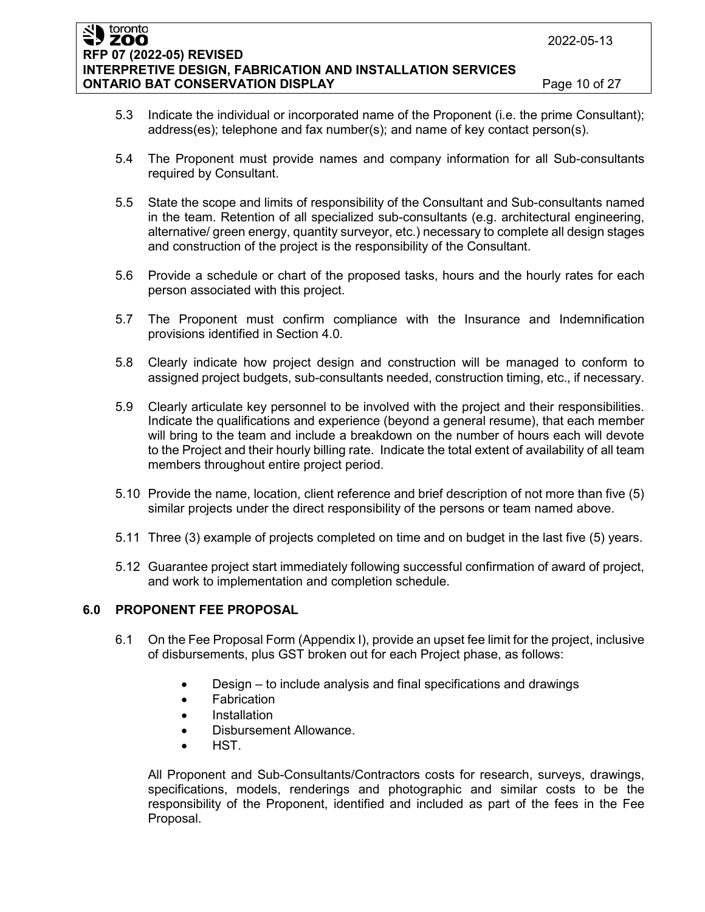5.3 Indicate the individual or incorporated name of the Proponent (i.e. the prime Consultant); address(es); telephone and fax number(s); and name of key contact person(s).

5.4 The Proponent must provide names and company information for all Sub-consultants required by Consultant.

5.5 State the scope and limits of responsibility of the Consultant and Sub-consultants named in the team. Retention of all specialized sub-consultants (e.g. architectural engineering, alternative/ green energy, quantity surveyor, etc.) necessary to complete all design stages and construction of the project is the responsibility of the Consultant.

5.6 Provide a schedule or chart of the proposed tasks, hours and the hourly rates for each person associated with this project.

5.7 The Proponent must confirm compliance with the Insurance and Indemnification provisions identified in Section 4.0.

5.8 Clearly indicate how project design and construction will be managed to conform to assigned project budgets, sub-consultants needed, construction timing, etc., if necessary.

5.9 Clearly articulate key personnel to be involved with the project and their responsibilities. Indicate the qualifications and experience (beyond a general resume), that each member will bring to the team and include a breakdown on the number of hours each will devote to the Project and their hourly billing rate. Indicate the total extent of availability of all team members throughout entire project period.

5.10 Provide the name, location, client reference and brief description of not more than five (5) similar projects under the direct responsibility of the persons or team named above.

5.11 Three (3) example of projects completed on time and on budget in the last five (5) years.

5.12 Guarantee project start immediately following successful confirmation of award of project, and work to implementation and completion schedule.

## 6.0 PROPONENT FEE PROPOSAL

6.1 On the Fee Proposal Form (Appendix I), provide an upset fee limit for the project, inclusive of disbursements, plus GST broken out for each Project phase, as follows:

- Design – to include analysis and final specifications and drawings
- Fabrication
- Installation
- Disbursement Allowance.
- HST.

All Proponent and Sub-Consultants/Contractors costs for research, surveys, drawings, specifications, models, renderings and photographic and similar costs to be the responsibility of the Proponent, identified and included as part of the fees in the Fee Proposal.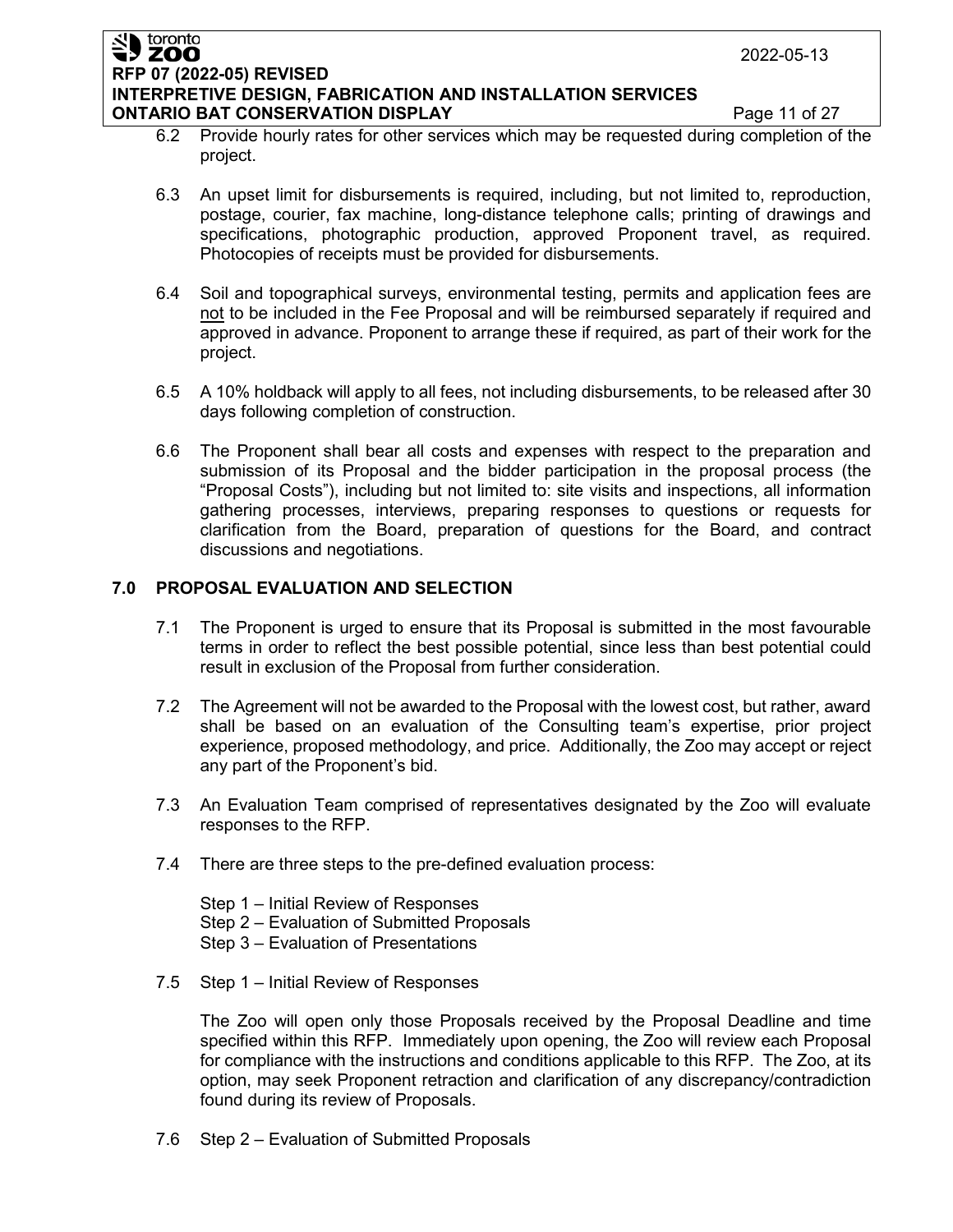6.2 Provide hourly rates for other services which may be requested during completion of the project.

6.3 An upset limit for disbursements is required, including, but not limited to, reproduction, postage, courier, fax machine, long-distance telephone calls; printing of drawings and specifications, photographic production, approved Proponent travel, as required. Photocopies of receipts must be provided for disbursements.

6.4 Soil and topographical surveys, environmental testing, permits and application fees are not to be included in the Fee Proposal and will be reimbursed separately if required and approved in advance. Proponent to arrange these if required, as part of their work for the project.

6.5 A 10% holdback will apply to all fees, not including disbursements, to be released after 30 days following completion of construction.

6.6 The Proponent shall bear all costs and expenses with respect to the preparation and submission of its Proposal and the bidder participation in the proposal process (the "Proposal Costs"), including but not limited to: site visits and inspections, all information gathering processes, interviews, preparing responses to questions or requests for clarification from the Board, preparation of questions for the Board, and contract discussions and negotiations.

## 7.0 PROPOSAL EVALUATION AND SELECTION

7.1 The Proponent is urged to ensure that its Proposal is submitted in the most favourable terms in order to reflect the best possible potential, since less than best potential could result in exclusion of the Proposal from further consideration.

7.2 The Agreement will not be awarded to the Proposal with the lowest cost, but rather, award shall be based on an evaluation of the Consulting team's expertise, prior project experience, proposed methodology, and price. Additionally, the Zoo may accept or reject any part of the Proponent's bid.

7.3 An Evaluation Team comprised of representatives designated by the Zoo will evaluate responses to the RFP.

7.4 There are three steps to the pre-defined evaluation process:

Step 1 – Initial Review of Responses
Step 2 – Evaluation of Submitted Proposals
Step 3 – Evaluation of Presentations

7.5 Step 1 – Initial Review of Responses

The Zoo will open only those Proposals received by the Proposal Deadline and time specified within this RFP. Immediately upon opening, the Zoo will review each Proposal for compliance with the instructions and conditions applicable to this RFP. The Zoo, at its option, may seek Proponent retraction and clarification of any discrepancy/contradiction found during its review of Proposals.

7.6 Step 2 – Evaluation of Submitted Proposals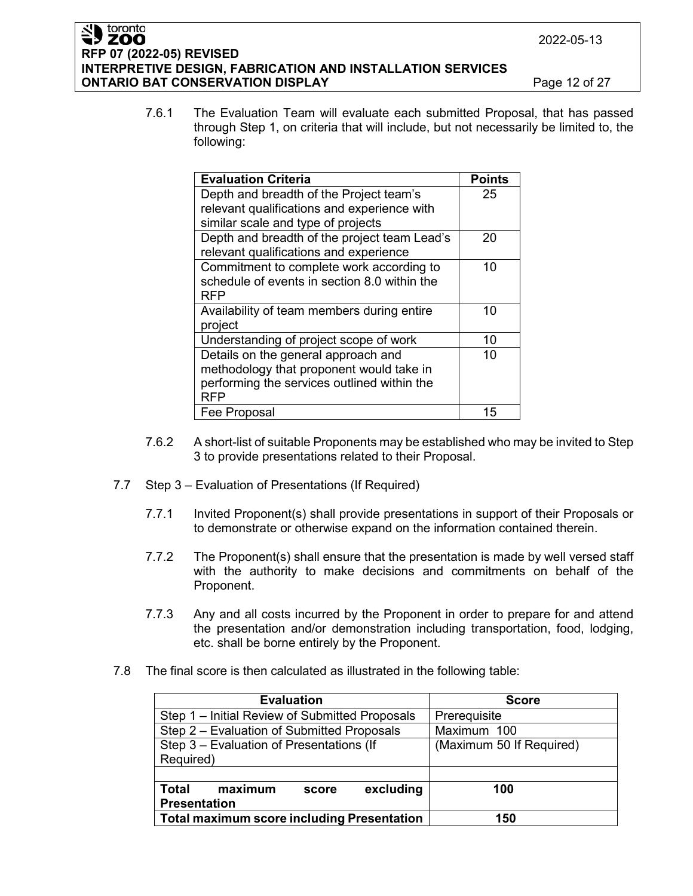7.6.1 The Evaluation Team will evaluate each submitted Proposal, that has passed through Step 1, on criteria that will include, but not necessarily be limited to, the following:

| Evaluation Criteria | Points |
| --- | --- |
| Depth and breadth of the Project team's relevant qualifications and experience with similar scale and type of projects | 25 |
| Depth and breadth of the project team Lead's relevant qualifications and experience | 20 |
| Commitment to complete work according to schedule of events in section 8.0 within the RFP | 10 |
| Availability of team members during entire project | 10 |
| Understanding of project scope of work | 10 |
| Details on the general approach and methodology that proponent would take in performing the services outlined within the RFP | 10 |
| Fee Proposal | 15 |

7.6.2 A short-list of suitable Proponents may be established who may be invited to Step 3 to provide presentations related to their Proposal.

7.7 Step 3 – Evaluation of Presentations (If Required)

7.7.1 Invited Proponent(s) shall provide presentations in support of their Proposals or to demonstrate or otherwise expand on the information contained therein.

7.7.2 The Proponent(s) shall ensure that the presentation is made by well versed staff with the authority to make decisions and commitments on behalf of the Proponent.

7.7.3 Any and all costs incurred by the Proponent in order to prepare for and attend the presentation and/or demonstration including transportation, food, lodging, etc. shall be borne entirely by the Proponent.

7.8 The final score is then calculated as illustrated in the following table:

| Evaluation | Score |
| --- | --- |
| Step 1 – Initial Review of Submitted Proposals | Prerequisite |
| Step 2 – Evaluation of Submitted Proposals | Maximum 100 |
| Step 3 – Evaluation of Presentations (If Required) | (Maximum 50 If Required) |
| | |
| **Total maximum score excluding Presentation** | **100** |
| **Total maximum score including Presentation** | **150** |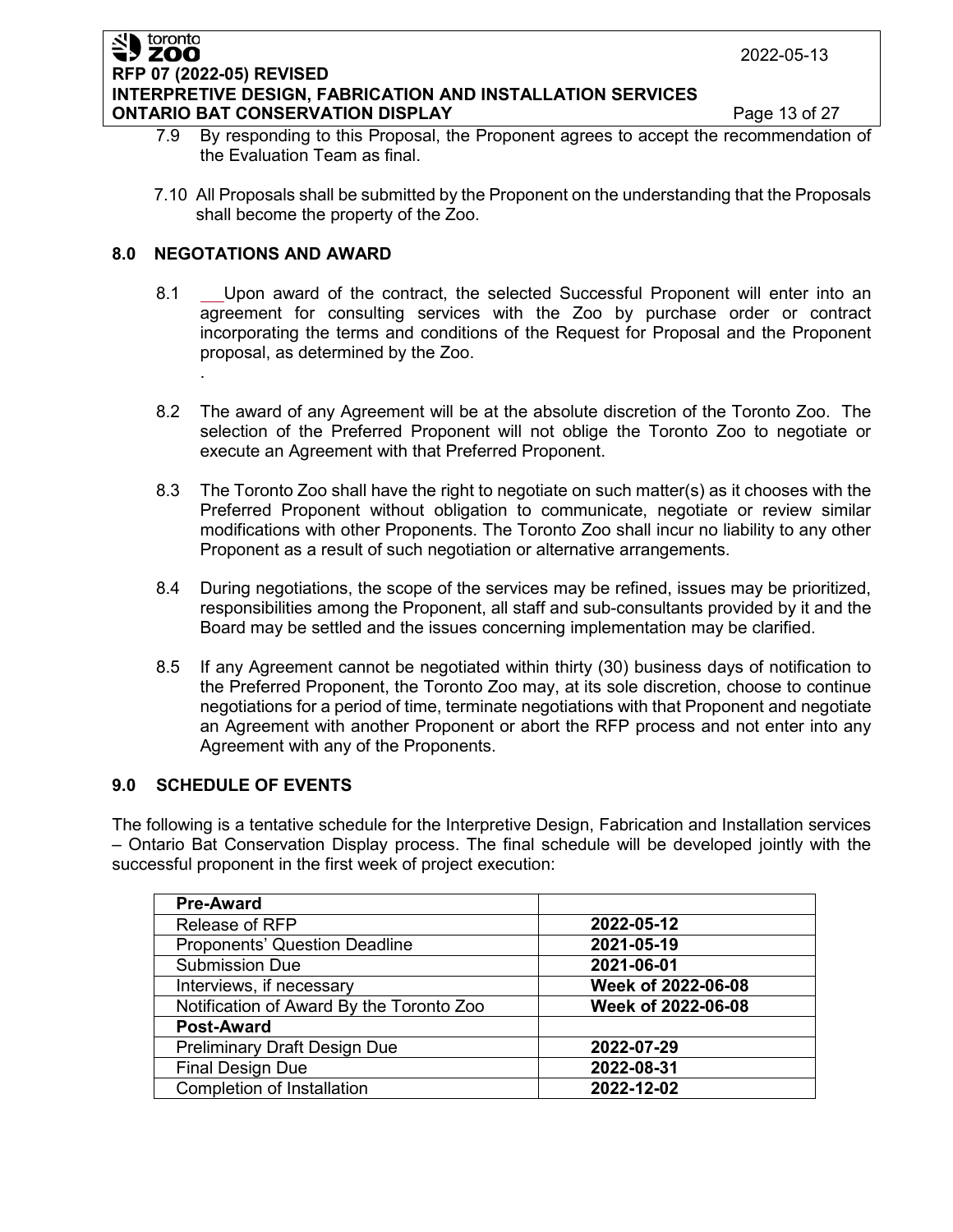7.9 By responding to this Proposal, the Proponent agrees to accept the recommendation of the Evaluation Team as final.

7.10 All Proposals shall be submitted by the Proponent on the understanding that the Proposals shall become the property of the Zoo.

## 8.0 NEGOTIATIONS AND AWARD

8.1 Upon award of the contract, the selected Successful Proponent will enter into an agreement for consulting services with the Zoo by purchase order or contract incorporating the terms and conditions of the Request for Proposal and the Proponent proposal, as determined by the Zoo.

8.2 The award of any Agreement will be at the absolute discretion of the Toronto Zoo. The selection of the Preferred Proponent will not oblige the Toronto Zoo to negotiate or execute an Agreement with that Preferred Proponent.

8.3 The Toronto Zoo shall have the right to negotiate on such matter(s) as it chooses with the Preferred Proponent without obligation to communicate, negotiate or review similar modifications with other Proponents. The Toronto Zoo shall incur no liability to any other Proponent as a result of such negotiation or alternative arrangements.

8.4 During negotiations, the scope of the services may be refined, issues may be prioritized, responsibilities among the Proponent, all staff and sub-consultants provided by it and the Board may be settled and the issues concerning implementation may be clarified.

8.5 If any Agreement cannot be negotiated within thirty (30) business days of notification to the Preferred Proponent, the Toronto Zoo may, at its sole discretion, choose to continue negotiations for a period of time, terminate negotiations with that Proponent and negotiate an Agreement with another Proponent or abort the RFP process and not enter into any Agreement with any of the Proponents.

## 9.0 SCHEDULE OF EVENTS

The following is a tentative schedule for the Interpretive Design, Fabrication and Installation services – Ontario Bat Conservation Display process. The final schedule will be developed jointly with the successful proponent in the first week of project execution:

| **Pre-Award** | |
|---|---|
| Release of RFP | **2022-05-12** |
| Proponents' Question Deadline | **2021-05-19** |
| Submission Due | **2021-06-01** |
| Interviews, if necessary | **Week of 2022-06-08** |
| Notification of Award By the Toronto Zoo | **Week of 2022-06-08** |
| **Post-Award** | |
| Preliminary Draft Design Due | **2022-07-29** |
| Final Design Due | **2022-08-31** |
| Completion of Installation | **2022-12-02** |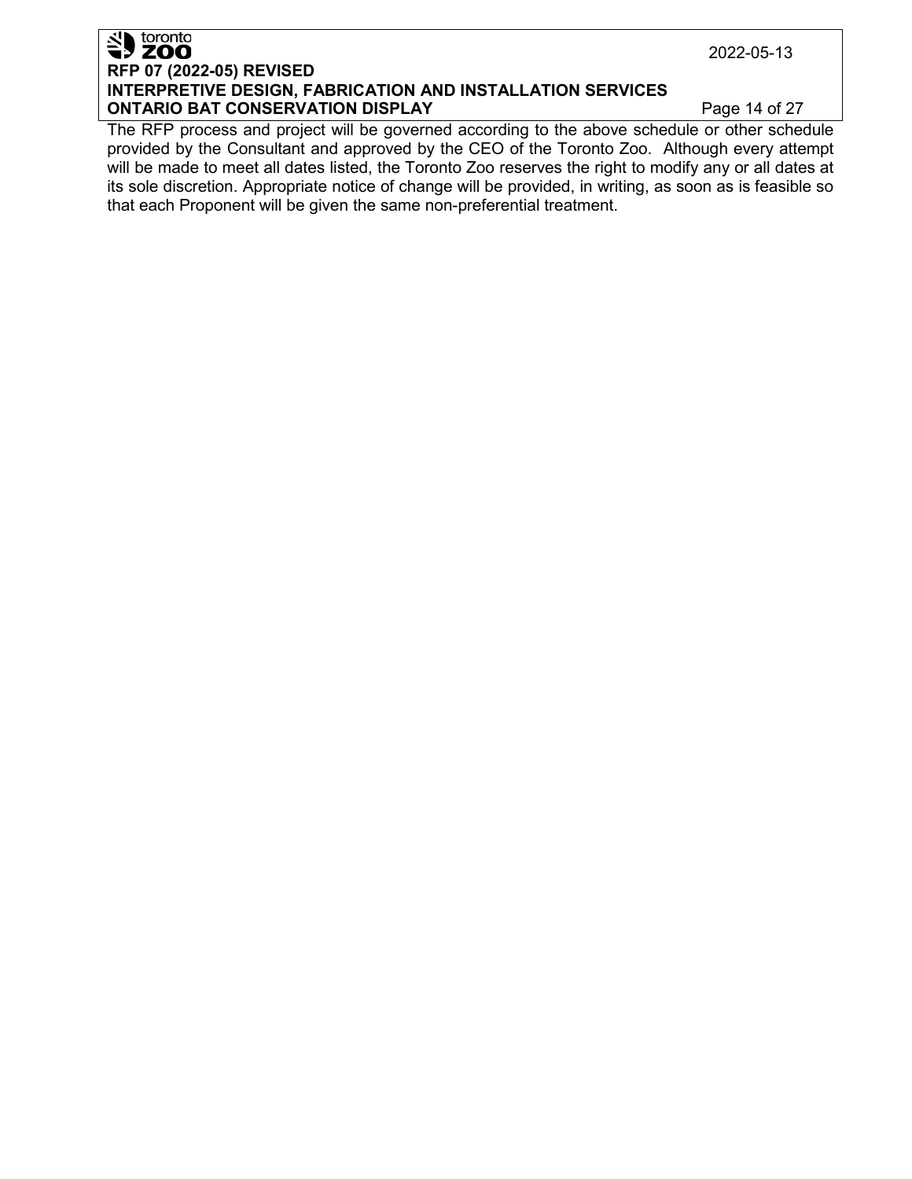The RFP process and project will be governed according to the above schedule or other schedule provided by the Consultant and approved by the CEO of the Toronto Zoo. Although every attempt will be made to meet all dates listed, the Toronto Zoo reserves the right to modify any or all dates at its sole discretion. Appropriate notice of change will be provided, in writing, as soon as is feasible so that each Proponent will be given the same non-preferential treatment.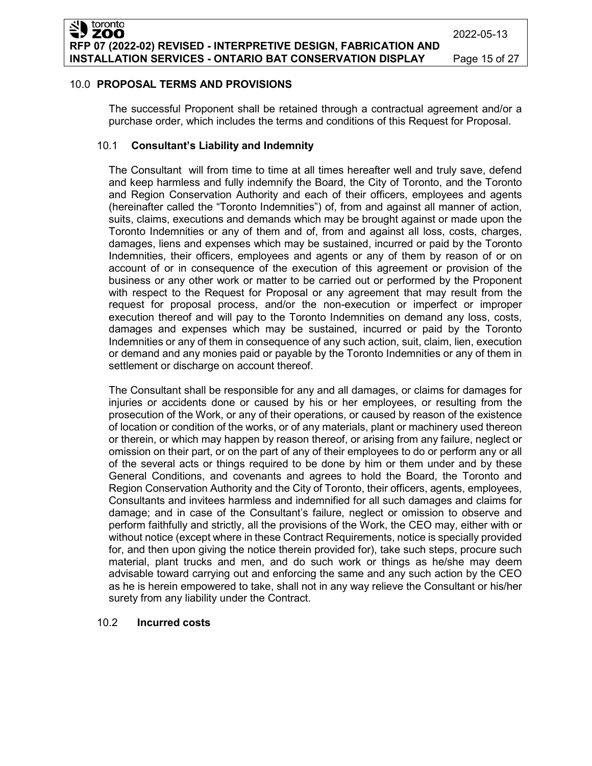## 10.0 PROPOSAL TERMS AND PROVISIONS

The successful Proponent shall be retained through a contractual agreement and/or a purchase order, which includes the terms and conditions of this Request for Proposal.

### 10.1 Consultant's Liability and Indemnity

The Consultant will from time to time at all times hereafter well and truly save, defend and keep harmless and fully indemnify the Board, the City of Toronto, and the Toronto and Region Conservation Authority and each of their officers, employees and agents (hereinafter called the "Toronto Indemnities") of, from and against all manner of action, suits, claims, executions and demands which may be brought against or made upon the Toronto Indemnities or any of them and of, from and against all loss, costs, charges, damages, liens and expenses which may be sustained, incurred or paid by the Toronto Indemnities, their officers, employees and agents or any of them by reason of or on account of or in consequence of the execution of this agreement or provision of the business or any other work or matter to be carried out or performed by the Proponent with respect to the Request for Proposal or any agreement that may result from the request for proposal process, and/or the non-execution or imperfect or improper execution thereof and will pay to the Toronto Indemnities on demand any loss, costs, damages and expenses which may be sustained, incurred or paid by the Toronto Indemnities or any of them in consequence of any such action, suit, claim, lien, execution or demand and any monies paid or payable by the Toronto Indemnities or any of them in settlement or discharge on account thereof.

The Consultant shall be responsible for any and all damages, or claims for damages for injuries or accidents done or caused by his or her employees, or resulting from the prosecution of the Work, or any of their operations, or caused by reason of the existence of location or condition of the works, or of any materials, plant or machinery used thereon or therein, or which may happen by reason thereof, or arising from any failure, neglect or omission on their part, or on the part of any of their employees to do or perform any or all of the several acts or things required to be done by him or them under and by these General Conditions, and covenants and agrees to hold the Board, the Toronto and Region Conservation Authority and the City of Toronto, their officers, agents, employees, Consultants and invitees harmless and indemnified for all such damages and claims for damage; and in case of the Consultant's failure, neglect or omission to observe and perform faithfully and strictly, all the provisions of the Work, the CEO may, either with or without notice (except where in these Contract Requirements, notice is specially provided for, and then upon giving the notice therein provided for), take such steps, procure such material, plant trucks and men, and do such work or things as he/she may deem advisable toward carrying out and enforcing the same and any such action by the CEO as he is herein empowered to take, shall not in any way relieve the Consultant or his/her surety from any liability under the Contract.

### 10.2 Incurred costs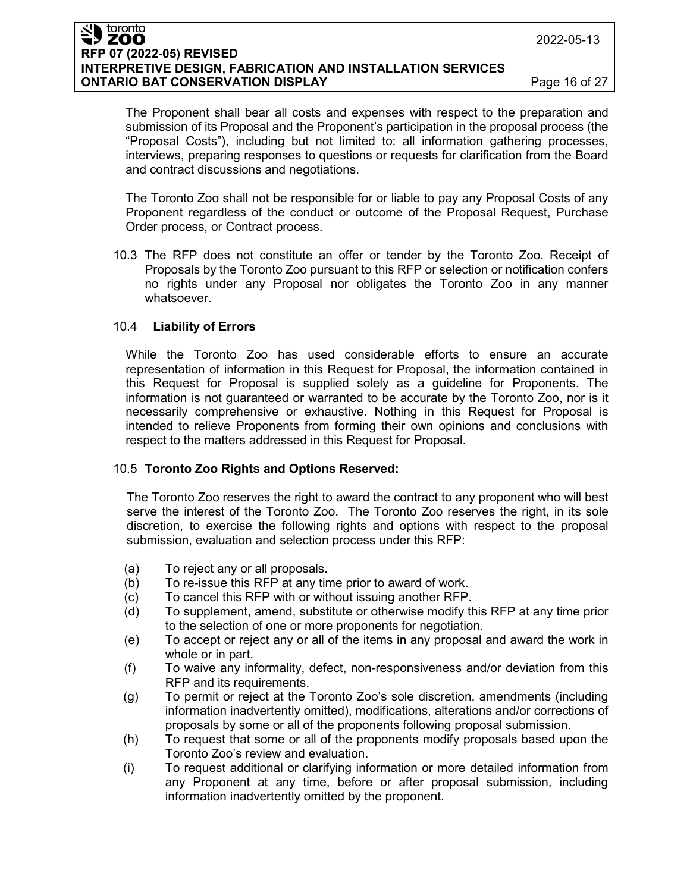The Proponent shall bear all costs and expenses with respect to the preparation and submission of its Proposal and the Proponent's participation in the proposal process (the "Proposal Costs"), including but not limited to: all information gathering processes, interviews, preparing responses to questions or requests for clarification from the Board and contract discussions and negotiations.

The Toronto Zoo shall not be responsible for or liable to pay any Proposal Costs of any Proponent regardless of the conduct or outcome of the Proposal Request, Purchase Order process, or Contract process.

10.3 The RFP does not constitute an offer or tender by the Toronto Zoo. Receipt of Proposals by the Toronto Zoo pursuant to this RFP or selection or notification confers no rights under any Proposal nor obligates the Toronto Zoo in any manner whatsoever.

### 10.4 Liability of Errors

While the Toronto Zoo has used considerable efforts to ensure an accurate representation of information in this Request for Proposal, the information contained in this Request for Proposal is supplied solely as a guideline for Proponents. The information is not guaranteed or warranted to be accurate by the Toronto Zoo, nor is it necessarily comprehensive or exhaustive. Nothing in this Request for Proposal is intended to relieve Proponents from forming their own opinions and conclusions with respect to the matters addressed in this Request for Proposal.

### 10.5 Toronto Zoo Rights and Options Reserved:

The Toronto Zoo reserves the right to award the contract to any proponent who will best serve the interest of the Toronto Zoo. The Toronto Zoo reserves the right, in its sole discretion, to exercise the following rights and options with respect to the proposal submission, evaluation and selection process under this RFP:

(a) To reject any or all proposals.
(b) To re-issue this RFP at any time prior to award of work.
(c) To cancel this RFP with or without issuing another RFP.
(d) To supplement, amend, substitute or otherwise modify this RFP at any time prior to the selection of one or more proponents for negotiation.
(e) To accept or reject any or all of the items in any proposal and award the work in whole or in part.
(f) To waive any informality, defect, non-responsiveness and/or deviation from this RFP and its requirements.
(g) To permit or reject at the Toronto Zoo's sole discretion, amendments (including information inadvertently omitted), modifications, alterations and/or corrections of proposals by some or all of the proponents following proposal submission.
(h) To request that some or all of the proponents modify proposals based upon the Toronto Zoo's review and evaluation.
(i) To request additional or clarifying information or more detailed information from any Proponent at any time, before or after proposal submission, including information inadvertently omitted by the proponent.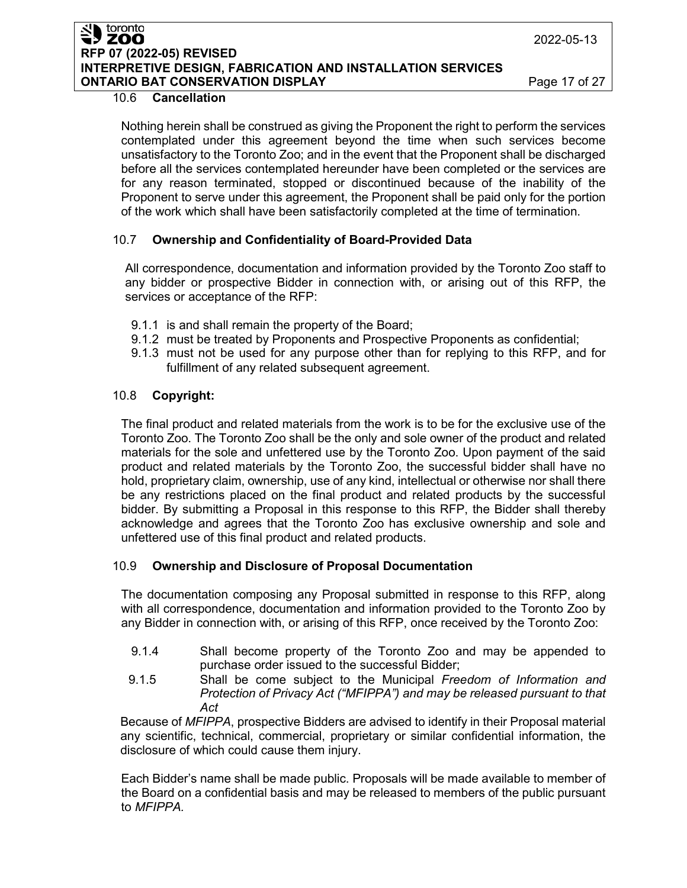### 10.6 Cancellation

Nothing herein shall be construed as giving the Proponent the right to perform the services contemplated under this agreement beyond the time when such services become unsatisfactory to the Toronto Zoo; and in the event that the Proponent shall be discharged before all the services contemplated hereunder have been completed or the services are for any reason terminated, stopped or discontinued because of the inability of the Proponent to serve under this agreement, the Proponent shall be paid only for the portion of the work which shall have been satisfactorily completed at the time of termination.

### 10.7 Ownership and Confidentiality of Board-Provided Data

All correspondence, documentation and information provided by the Toronto Zoo staff to any bidder or prospective Bidder in connection with, or arising out of this RFP, the services or acceptance of the RFP:

- 9.1.1 is and shall remain the property of the Board;
- 9.1.2 must be treated by Proponents and Prospective Proponents as confidential;
- 9.1.3 must not be used for any purpose other than for replying to this RFP, and for fulfillment of any related subsequent agreement.

### 10.8 Copyright:

The final product and related materials from the work is to be for the exclusive use of the Toronto Zoo. The Toronto Zoo shall be the only and sole owner of the product and related materials for the sole and unfettered use by the Toronto Zoo. Upon payment of the said product and related materials by the Toronto Zoo, the successful bidder shall have no hold, proprietary claim, ownership, use of any kind, intellectual or otherwise nor shall there be any restrictions placed on the final product and related products by the successful bidder. By submitting a Proposal in this response to this RFP, the Bidder shall thereby acknowledge and agrees that the Toronto Zoo has exclusive ownership and sole and unfettered use of this final product and related products.

### 10.9 Ownership and Disclosure of Proposal Documentation

The documentation composing any Proposal submitted in response to this RFP, along with all correspondence, documentation and information provided to the Toronto Zoo by any Bidder in connection with, or arising of this RFP, once received by the Toronto Zoo:

- 9.1.4 Shall become property of the Toronto Zoo and may be appended to purchase order issued to the successful Bidder;
- 9.1.5 Shall be come subject to the Municipal *Freedom of Information and Protection of Privacy Act ("MFIPPA") and may be released pursuant to that Act*

Because of *MFIPPA*, prospective Bidders are advised to identify in their Proposal material any scientific, technical, commercial, proprietary or similar confidential information, the disclosure of which could cause them injury.

Each Bidder's name shall be made public. Proposals will be made available to member of the Board on a confidential basis and may be released to members of the public pursuant to *MFIPPA.*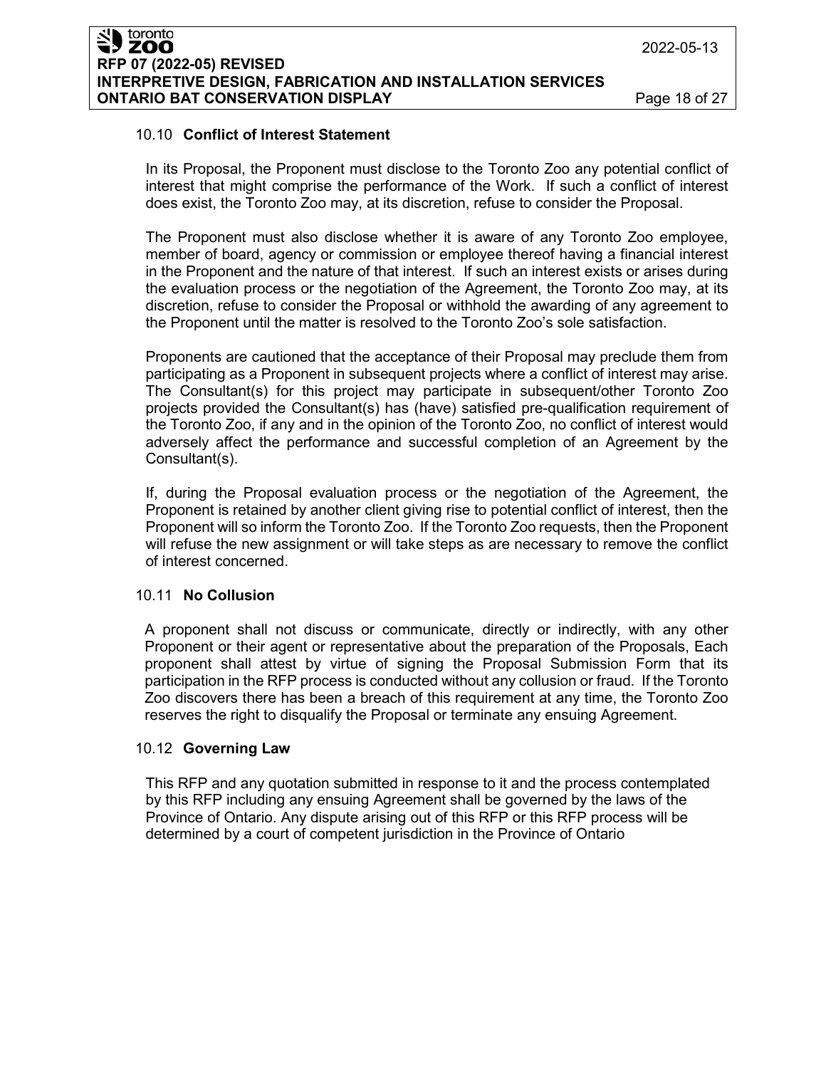### 10.10 **Conflict of Interest Statement**

In its Proposal, the Proponent must disclose to the Toronto Zoo any potential conflict of interest that might comprise the performance of the Work. If such a conflict of interest does exist, the Toronto Zoo may, at its discretion, refuse to consider the Proposal.

The Proponent must also disclose whether it is aware of any Toronto Zoo employee, member of board, agency or commission or employee thereof having a financial interest in the Proponent and the nature of that interest. If such an interest exists or arises during the evaluation process or the negotiation of the Agreement, the Toronto Zoo may, at its discretion, refuse to consider the Proposal or withhold the awarding of any agreement to the Proponent until the matter is resolved to the Toronto Zoo's sole satisfaction.

Proponents are cautioned that the acceptance of their Proposal may preclude them from participating as a Proponent in subsequent projects where a conflict of interest may arise. The Consultant(s) for this project may participate in subsequent/other Toronto Zoo projects provided the Consultant(s) has (have) satisfied pre-qualification requirement of the Toronto Zoo, if any and in the opinion of the Toronto Zoo, no conflict of interest would adversely affect the performance and successful completion of an Agreement by the Consultant(s).

If, during the Proposal evaluation process or the negotiation of the Agreement, the Proponent is retained by another client giving rise to potential conflict of interest, then the Proponent will so inform the Toronto Zoo. If the Toronto Zoo requests, then the Proponent will refuse the new assignment or will take steps as are necessary to remove the conflict of interest concerned.

### 10.11 **No Collusion**

A proponent shall not discuss or communicate, directly or indirectly, with any other Proponent or their agent or representative about the preparation of the Proposals, Each proponent shall attest by virtue of signing the Proposal Submission Form that its participation in the RFP process is conducted without any collusion or fraud. If the Toronto Zoo discovers there has been a breach of this requirement at any time, the Toronto Zoo reserves the right to disqualify the Proposal or terminate any ensuing Agreement.

### 10.12 **Governing Law**

This RFP and any quotation submitted in response to it and the process contemplated by this RFP including any ensuing Agreement shall be governed by the laws of the Province of Ontario. Any dispute arising out of this RFP or this RFP process will be determined by a court of competent jurisdiction in the Province of Ontario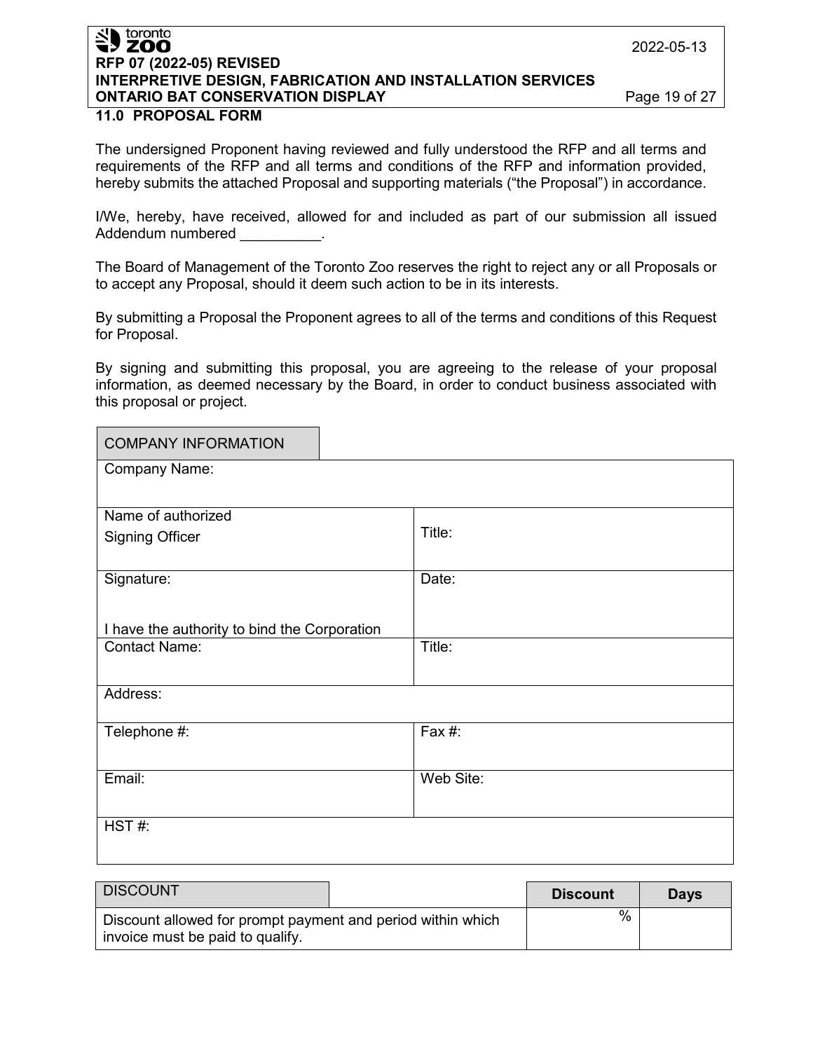## 11.0 PROPOSAL FORM

The undersigned Proponent having reviewed and fully understood the RFP and all terms and requirements of the RFP and all terms and conditions of the RFP and information provided, hereby submits the attached Proposal and supporting materials ("the Proposal") in accordance.

I/We, hereby, have received, allowed for and included as part of our submission all issued Addendum numbered __________.

The Board of Management of the Toronto Zoo reserves the right to reject any or all Proposals or to accept any Proposal, should it deem such action to be in its interests.

By submitting a Proposal the Proponent agrees to all of the terms and conditions of this Request for Proposal.

By signing and submitting this proposal, you are agreeing to the release of your proposal information, as deemed necessary by the Board, in order to conduct business associated with this proposal or project.

| COMPANY INFORMATION | |
|---|---|
| Company Name: | |
| Name of authorized Signing Officer | Title: |
| Signature:<br><br>I have the authority to bind the Corporation | Date: |
| Contact Name: | Title: |
| Address: | |
| Telephone #: | Fax #: |
| Email: | Web Site: |
| HST #: | |

| DISCOUNT | Discount | Days |
|---|---|---|
| Discount allowed for prompt payment and period within which invoice must be paid to qualify. | % | |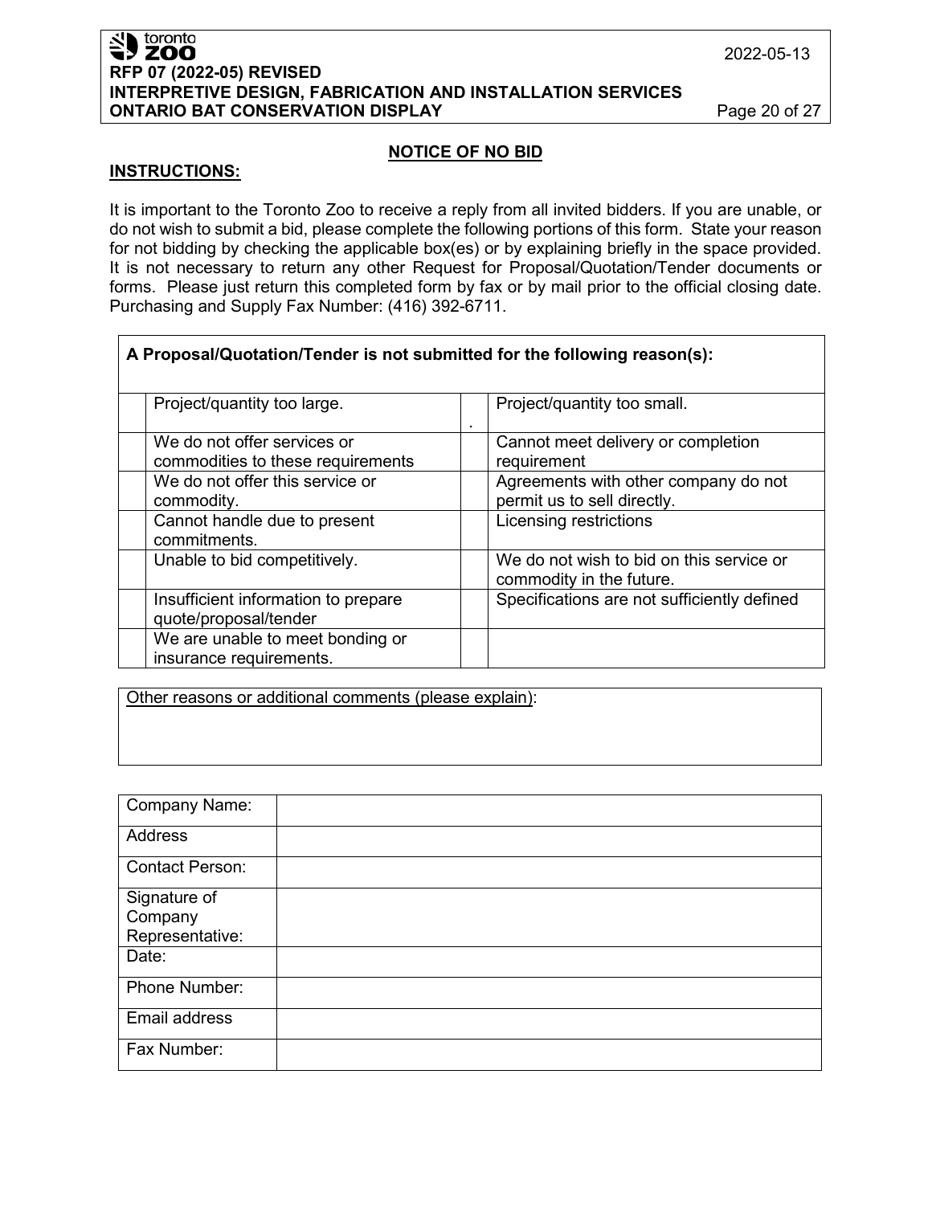## NOTICE OF NO BID

**INSTRUCTIONS:**

It is important to the Toronto Zoo to receive a reply from all invited bidders. If you are unable, or do not wish to submit a bid, please complete the following portions of this form. State your reason for not bidding by checking the applicable box(es) or by explaining briefly in the space provided. It is not necessary to return any other Request for Proposal/Quotation/Tender documents or forms. Please just return this completed form by fax or by mail prior to the official closing date. Purchasing and Supply Fax Number: (416) 392-6711.

| **A Proposal/Quotation/Tender is not submitted for the following reason(s):** | | | |
|---|---|---|---|
| | Project/quantity too large. | . | Project/quantity too small. |
| | We do not offer services or commodities to these requirements | | Cannot meet delivery or completion requirement |
| | We do not offer this service or commodity. | | Agreements with other company do not permit us to sell directly. |
| | Cannot handle due to present commitments. | | Licensing restrictions |
| | Unable to bid competitively. | | We do not wish to bid on this service or commodity in the future. |
| | Insufficient information to prepare quote/proposal/tender | | Specifications are not sufficiently defined |
| | We are unable to meet bonding or insurance requirements. | | |

| Other reasons or additional comments (please explain): |
|---|
| |

| | |
|---|---|
| Company Name: | |
| Address | |
| Contact Person: | |
| Signature of Company Representative: | |
| Date: | |
| Phone Number: | |
| Email address | |
| Fax Number: | |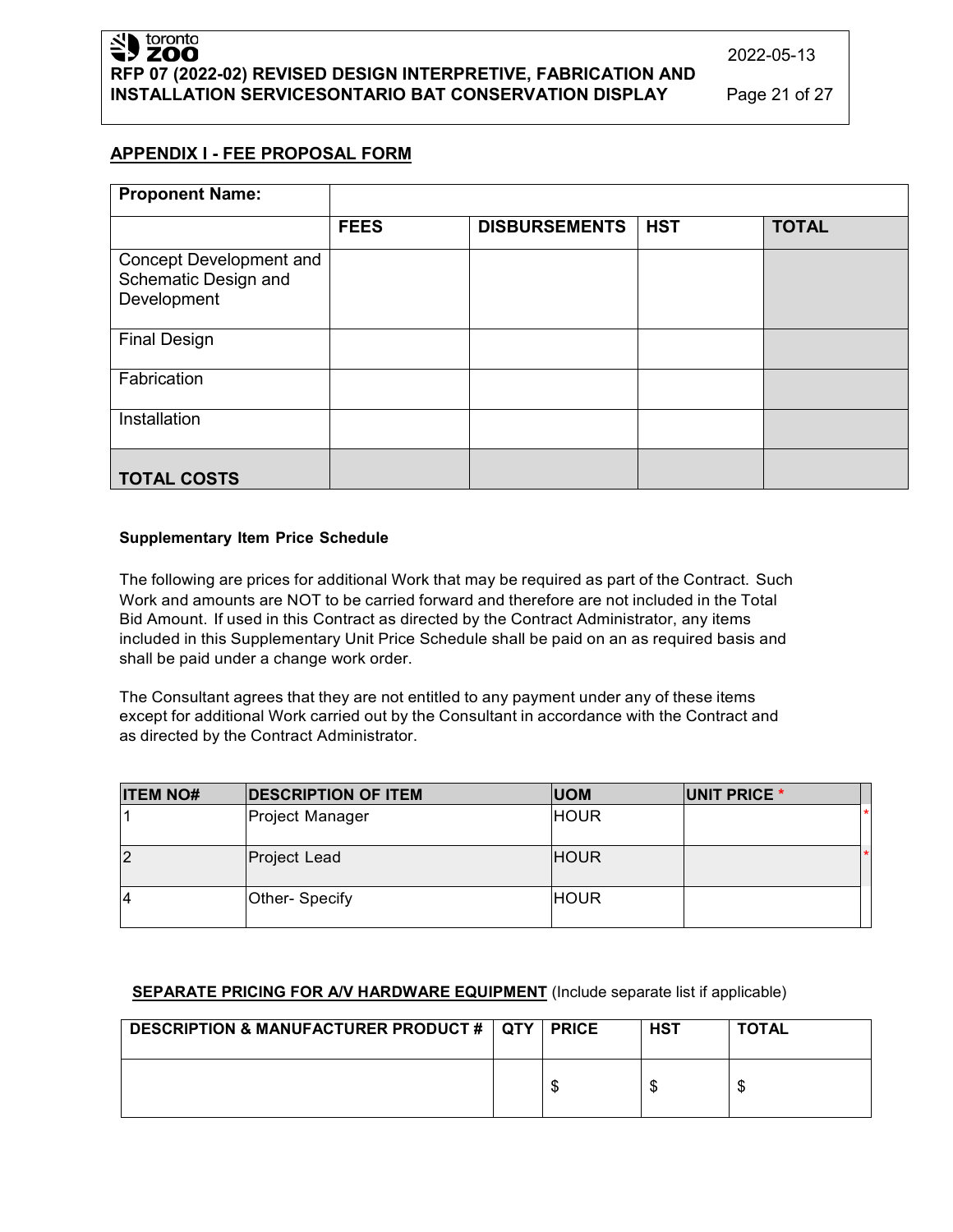## APPENDIX I - FEE PROPOSAL FORM

| **Proponent Name:** | | | | |
|---|---|---|---|---|
| | **FEES** | **DISBURSEMENTS** | **HST** | **TOTAL** |
| Concept Development and Schematic Design and Development | | | | |
| Final Design | | | | |
| Fabrication | | | | |
| Installation | | | | |
| **TOTAL COSTS** | | | | |

**Supplementary Item Price Schedule**

The following are prices for additional Work that may be required as part of the Contract. Such Work and amounts are NOT to be carried forward and therefore are not included in the Total Bid Amount. If used in this Contract as directed by the Contract Administrator, any items included in this Supplementary Unit Price Schedule shall be paid on an as required basis and shall be paid under a change work order.

The Consultant agrees that they are not entitled to any payment under any of these items except for additional Work carried out by the Consultant in accordance with the Contract and as directed by the Contract Administrator.

| ITEM NO# | DESCRIPTION OF ITEM | UOM | UNIT PRICE * | |
|---|---|---|---|---|
| 1 | Project Manager | HOUR | | * |
| 2 | Project Lead | HOUR | | * |
| 4 | Other- Specify | HOUR | | |

**SEPARATE PRICING FOR A/V HARDWARE EQUIPMENT** (Include separate list if applicable)

| DESCRIPTION & MANUFACTURER PRODUCT # | QTY | PRICE | HST | TOTAL |
|---|---|---|---|---|
| | | $ | $ | $ |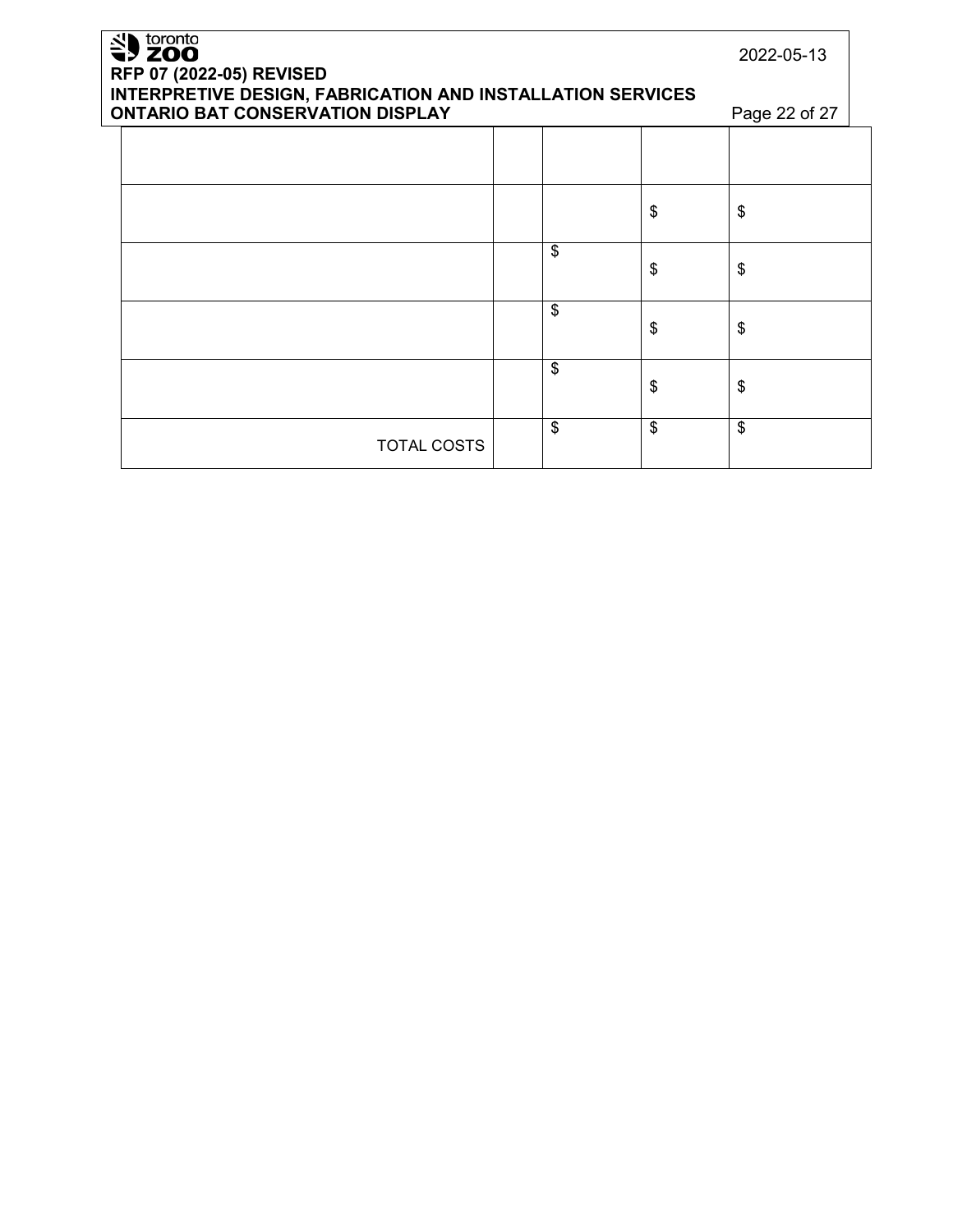| | | | | |
|---|---|---|---|---|
| | | | | |
| | | | $ | $ |
| | | $ | $ | $ |
| | | $ | $ | $ |
| | | $ | $ | $ |
| TOTAL COSTS | | $ | $ | $ |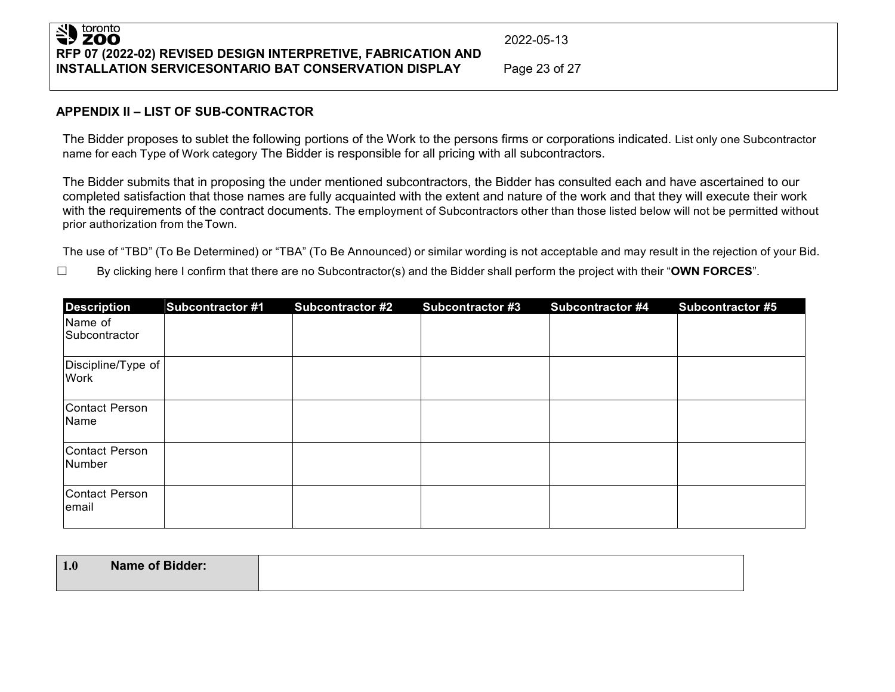## APPENDIX II – LIST OF SUB-CONTRACTOR

The Bidder proposes to sublet the following portions of the Work to the persons firms or corporations indicated. List only one Subcontractor name for each Type of Work category The Bidder is responsible for all pricing with all subcontractors.

The Bidder submits that in proposing the under mentioned subcontractors, the Bidder has consulted each and have ascertained to our completed satisfaction that those names are fully acquainted with the extent and nature of the work and that they will execute their work with the requirements of the contract documents. The employment of Subcontractors other than those listed below will not be permitted without prior authorization from the Town.

The use of "TBD" (To Be Determined) or "TBA" (To Be Announced) or similar wording is not acceptable and may result in the rejection of your Bid.

☐ By clicking here I confirm that there are no Subcontractor(s) and the Bidder shall perform the project with their "**OWN FORCES**".

| Description | Subcontractor #1 | Subcontractor #2 | Subcontractor #3 | Subcontractor #4 | Subcontractor #5 |
|---|---|---|---|---|---|
| Name of Subcontractor | | | | | |
| Discipline/Type of Work | | | | | |
| Contact Person Name | | | | | |
| Contact Person Number | | | | | |
| Contact Person email | | | | | |

| 1.0 Name of Bidder: | |
|---|---|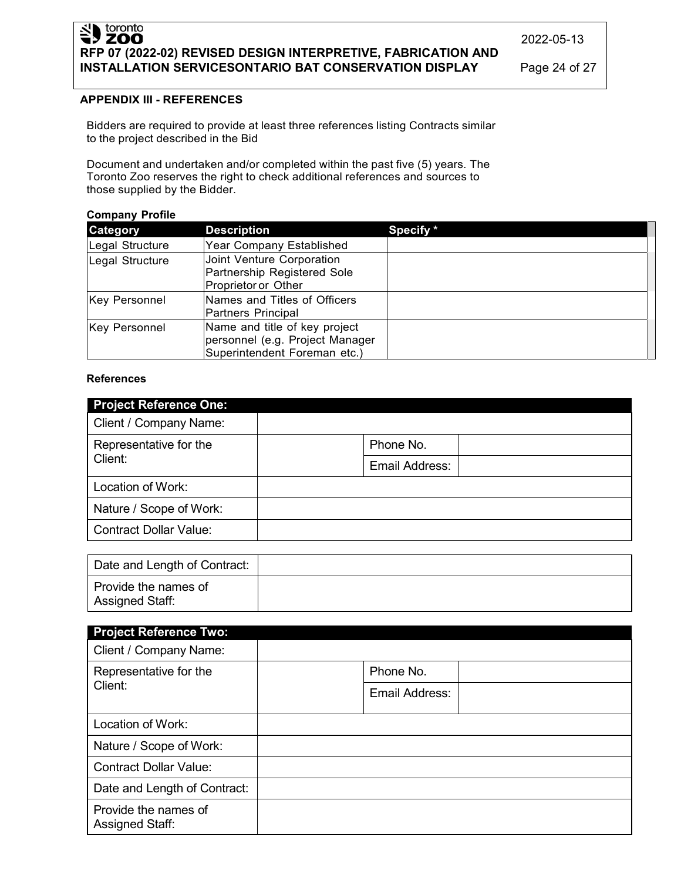**APPENDIX III - REFERENCES**

Bidders are required to provide at least three references listing Contracts similar to the project described in the Bid

Document and undertaken and/or completed within the past five (5) years. The Toronto Zoo reserves the right to check additional references and sources to those supplied by the Bidder.

**Company Profile**

| Category | Description | Specify * |
|---|---|---|
| Legal Structure | Year Company Established | |
| Legal Structure | Joint Venture Corporation Partnership Registered Sole Proprietor or Other | |
| Key Personnel | Names and Titles of Officers Partners Principal | |
| Key Personnel | Name and title of key project personnel (e.g. Project Manager Superintendent Foreman etc.) | |

**References**

| Project Reference One: | | | |
|---|---|---|---|
| Client / Company Name: | | | |
| Representative for the Client: | | Phone No. | |
| | | Email Address: | |
| Location of Work: | | | |
| Nature / Scope of Work: | | | |
| Contract Dollar Value: | | | |
| Date and Length of Contract: | | | |
| Provide the names of Assigned Staff: | | | |

| Project Reference Two: | | | |
|---|---|---|---|
| Client / Company Name: | | | |
| Representative for the Client: | | Phone No. | |
| | | Email Address: | |
| Location of Work: | | | |
| Nature / Scope of Work: | | | |
| Contract Dollar Value: | | | |
| Date and Length of Contract: | | | |
| Provide the names of Assigned Staff: | | | |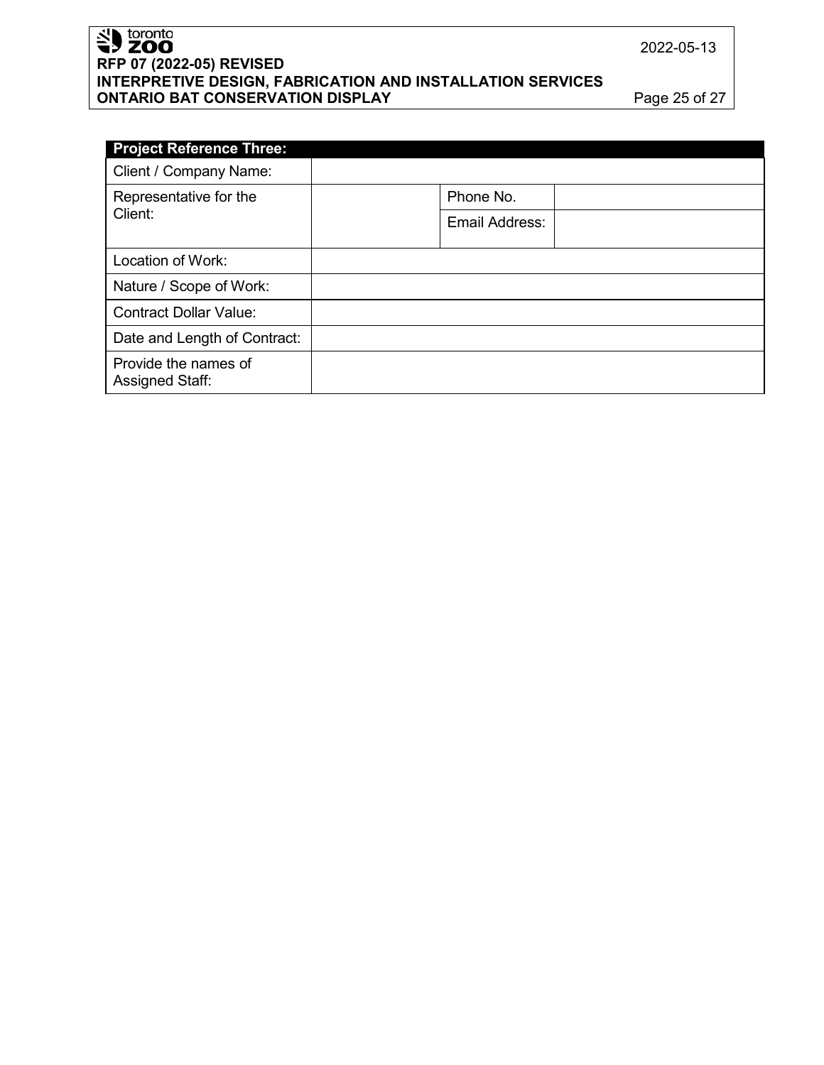| Project Reference Three: | | | |
|---|---|---|---|
| Client / Company Name: | | | |
| Representative for the Client: | | Phone No. | |
| | | Email Address: | |
| Location of Work: | | | |
| Nature / Scope of Work: | | | |
| Contract Dollar Value: | | | |
| Date and Length of Contract: | | | |
| Provide the names of Assigned Staff: | | | |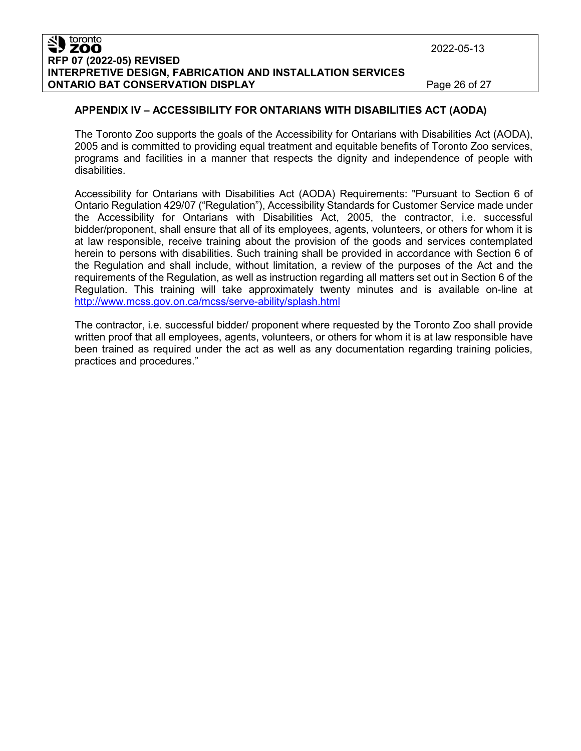## APPENDIX IV – ACCESSIBILITY FOR ONTARIANS WITH DISABILITIES ACT (AODA)

The Toronto Zoo supports the goals of the Accessibility for Ontarians with Disabilities Act (AODA), 2005 and is committed to providing equal treatment and equitable benefits of Toronto Zoo services, programs and facilities in a manner that respects the dignity and independence of people with disabilities.

Accessibility for Ontarians with Disabilities Act (AODA) Requirements: "Pursuant to Section 6 of Ontario Regulation 429/07 ("Regulation"), Accessibility Standards for Customer Service made under the Accessibility for Ontarians with Disabilities Act, 2005, the contractor, i.e. successful bidder/proponent, shall ensure that all of its employees, agents, volunteers, or others for whom it is at law responsible, receive training about the provision of the goods and services contemplated herein to persons with disabilities. Such training shall be provided in accordance with Section 6 of the Regulation and shall include, without limitation, a review of the purposes of the Act and the requirements of the Regulation, as well as instruction regarding all matters set out in Section 6 of the Regulation. This training will take approximately twenty minutes and is available on-line at [http://www.mcss.gov.on.ca/mcss/serve-ability/splash.html](http://www.mcss.gov.on.ca/mcss/serve-ability/splash.html)

The contractor, i.e. successful bidder/ proponent where requested by the Toronto Zoo shall provide written proof that all employees, agents, volunteers, or others for whom it is at law responsible have been trained as required under the act as well as any documentation regarding training policies, practices and procedures."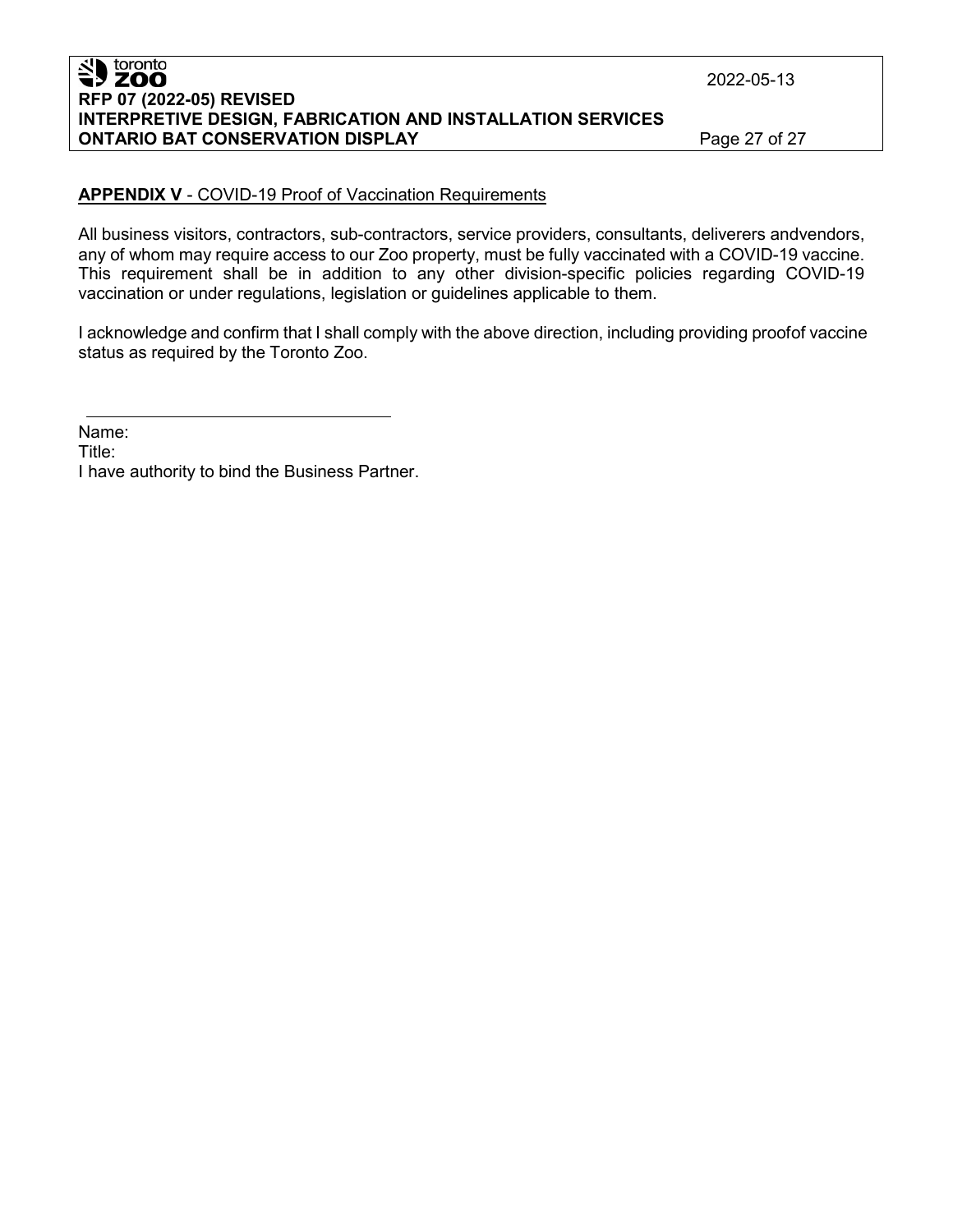**APPENDIX V** - COVID-19 Proof of Vaccination Requirements

All business visitors, contractors, sub-contractors, service providers, consultants, deliverers andvendors, any of whom may require access to our Zoo property, must be fully vaccinated with a COVID-19 vaccine. This requirement shall be in addition to any other division-specific policies regarding COVID-19 vaccination or under regulations, legislation or guidelines applicable to them.

I acknowledge and confirm that I shall comply with the above direction, including providing proofof vaccine status as required by the Toronto Zoo.

\_\_\_\_\_\_\_\_\_\_\_\_\_\_\_\_\_\_\_\_\_\_\_\_\_\_\_\_\_\_\_\_

Name:
Title:
I have authority to bind the Business Partner.